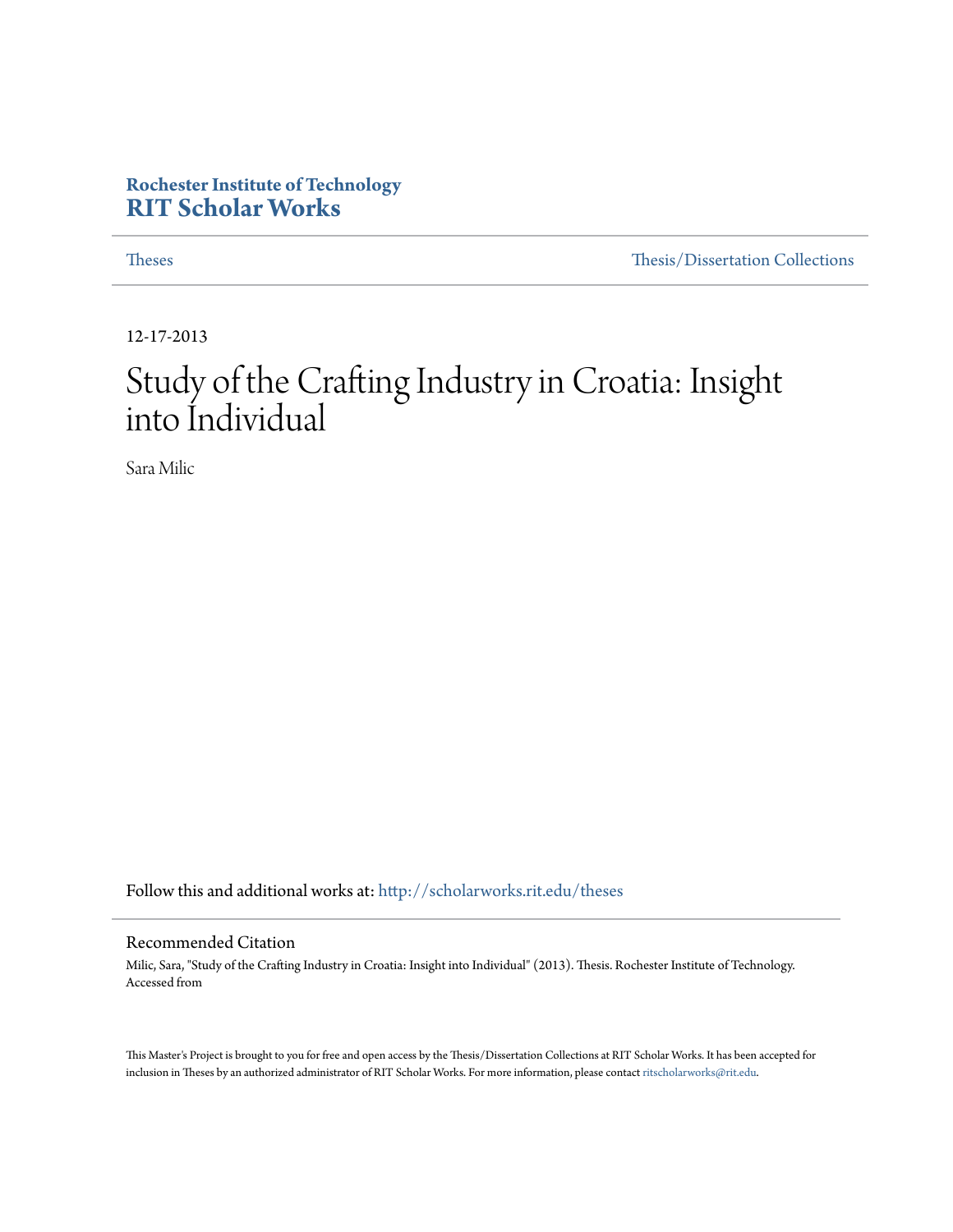**Rochester Institute of Technology**
**RIT Scholar Works**

Theses | Thesis/Dissertation Collections

12-17-2013

# Study of the Crafting Industry in Croatia: Insight into Individual

Sara Milic

Follow this and additional works at: http://scholarworks.rit.edu/theses

## Recommended Citation

Milic, Sara, "Study of the Crafting Industry in Croatia: Insight into Individual" (2013). Thesis. Rochester Institute of Technology. Accessed from

This Master's Project is brought to you for free and open access by the Thesis/Dissertation Collections at RIT Scholar Works. It has been accepted for inclusion in Theses by an authorized administrator of RIT Scholar Works. For more information, please contact ritscholarworks@rit.edu.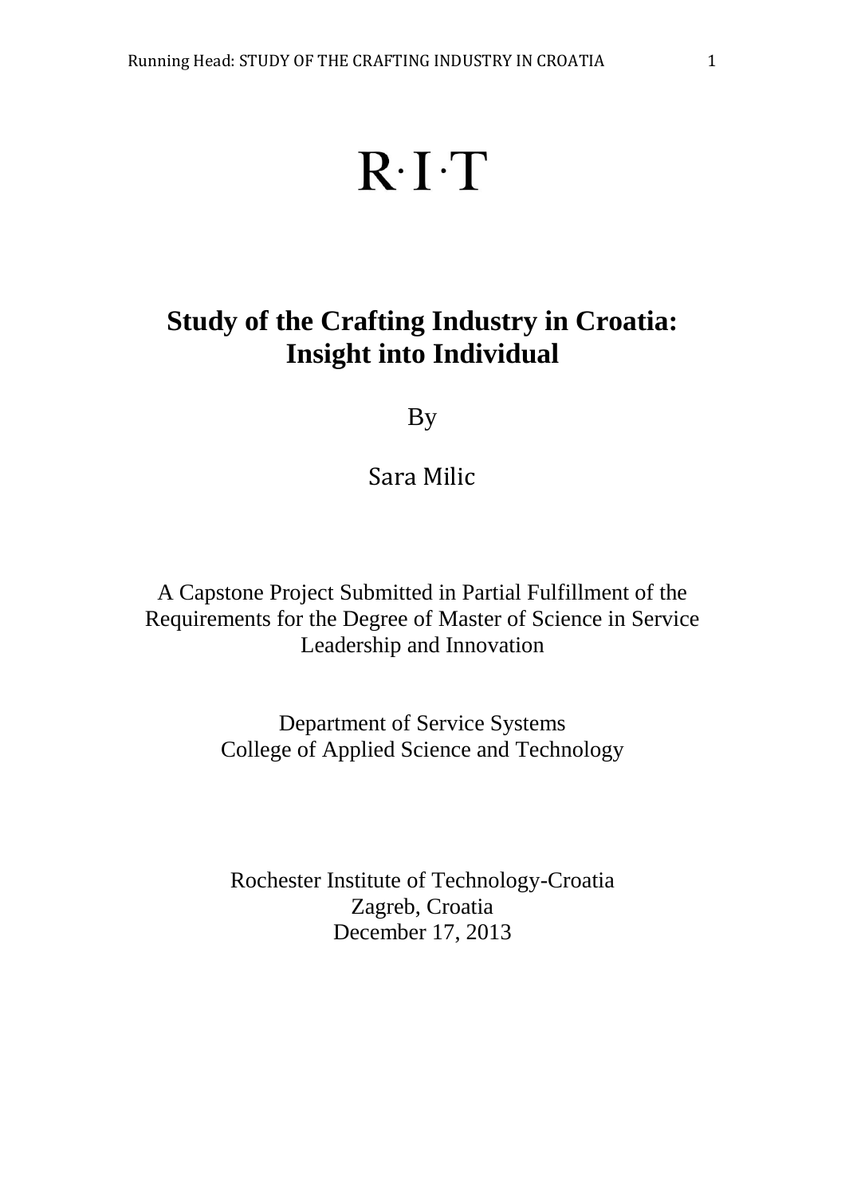R·I·T

# Study of the Crafting Industry in Croatia: Insight into Individual

By

Sara Milic

A Capstone Project Submitted in Partial Fulfillment of the Requirements for the Degree of Master of Science in Service Leadership and Innovation

Department of Service Systems
College of Applied Science and Technology

Rochester Institute of Technology-Croatia
Zagreb, Croatia
December 17, 2013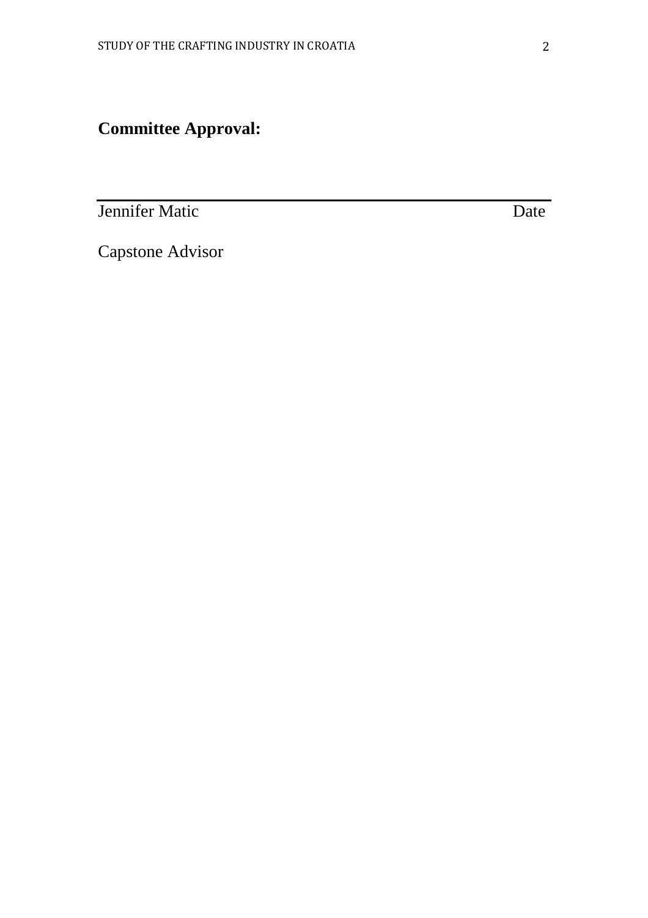**Committee Approval:**

______________________________________________

Jennifer Matic Date

Capstone Advisor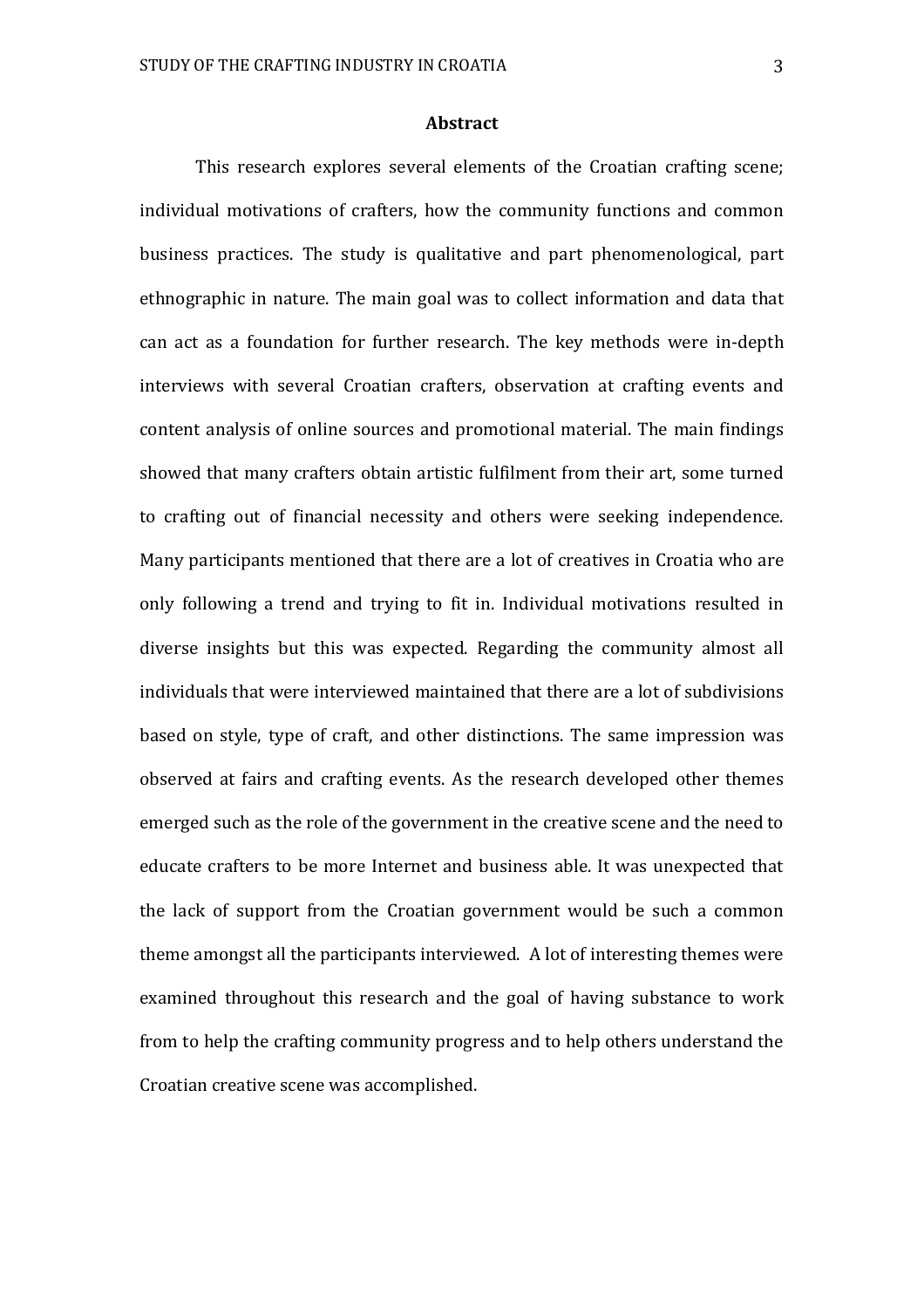# Abstract

This research explores several elements of the Croatian crafting scene; individual motivations of crafters, how the community functions and common business practices. The study is qualitative and part phenomenological, part ethnographic in nature. The main goal was to collect information and data that can act as a foundation for further research. The key methods were in-depth interviews with several Croatian crafters, observation at crafting events and content analysis of online sources and promotional material. The main findings showed that many crafters obtain artistic fulfilment from their art, some turned to crafting out of financial necessity and others were seeking independence. Many participants mentioned that there are a lot of creatives in Croatia who are only following a trend and trying to fit in. Individual motivations resulted in diverse insights but this was expected. Regarding the community almost all individuals that were interviewed maintained that there are a lot of subdivisions based on style, type of craft, and other distinctions. The same impression was observed at fairs and crafting events. As the research developed other themes emerged such as the role of the government in the creative scene and the need to educate crafters to be more Internet and business able. It was unexpected that the lack of support from the Croatian government would be such a common theme amongst all the participants interviewed. A lot of interesting themes were examined throughout this research and the goal of having substance to work from to help the crafting community progress and to help others understand the Croatian creative scene was accomplished.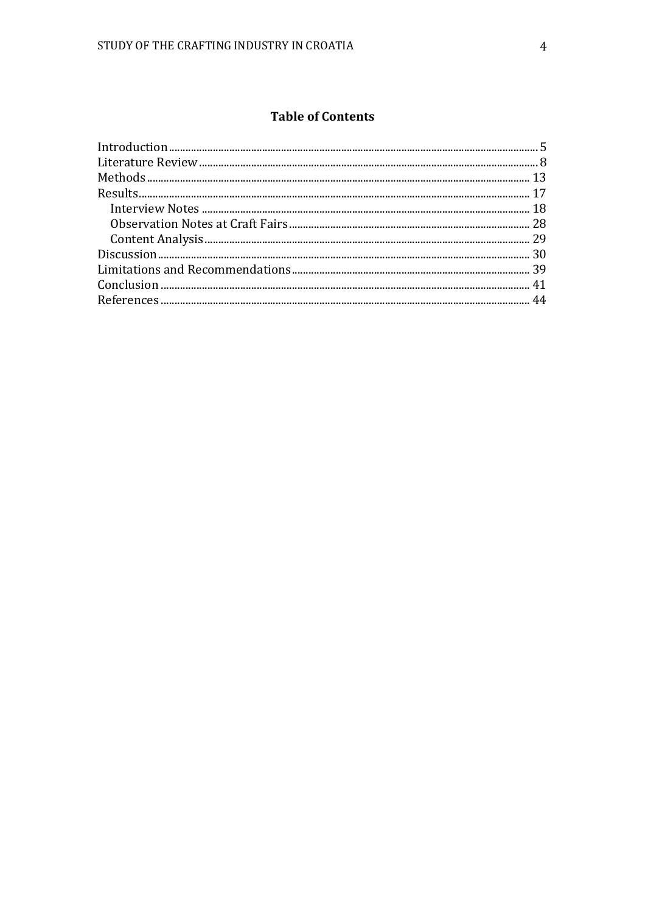## Table of Contents

- Introduction ........ 5
- Literature Review ........ 8
- Methods ........ 13
- Results ........ 17
  - Interview Notes ........ 18
  - Observation Notes at Craft Fairs ........ 28
  - Content Analysis ........ 29
- Discussion ........ 30
- Limitations and Recommendations ........ 39
- Conclusion ........ 41
- References ........ 44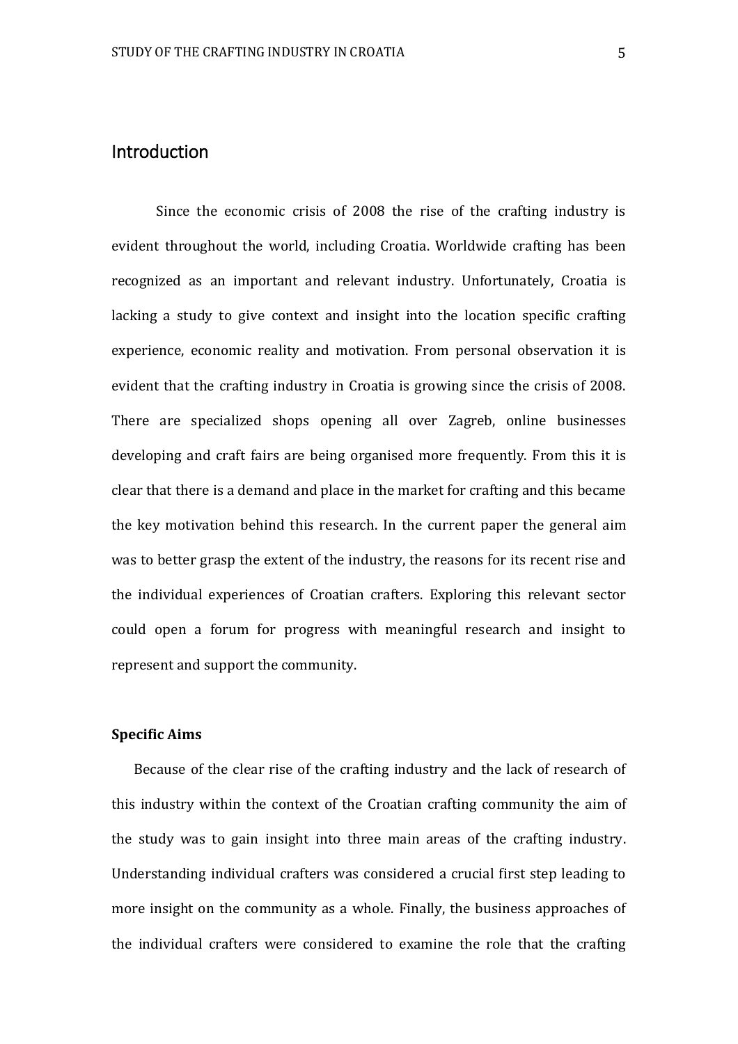## Introduction

Since the economic crisis of 2008 the rise of the crafting industry is evident throughout the world, including Croatia. Worldwide crafting has been recognized as an important and relevant industry. Unfortunately, Croatia is lacking a study to give context and insight into the location specific crafting experience, economic reality and motivation. From personal observation it is evident that the crafting industry in Croatia is growing since the crisis of 2008. There are specialized shops opening all over Zagreb, online businesses developing and craft fairs are being organised more frequently. From this it is clear that there is a demand and place in the market for crafting and this became the key motivation behind this research. In the current paper the general aim was to better grasp the extent of the industry, the reasons for its recent rise and the individual experiences of Croatian crafters. Exploring this relevant sector could open a forum for progress with meaningful research and insight to represent and support the community.

### Specific Aims

Because of the clear rise of the crafting industry and the lack of research of this industry within the context of the Croatian crafting community the aim of the study was to gain insight into three main areas of the crafting industry. Understanding individual crafters was considered a crucial first step leading to more insight on the community as a whole. Finally, the business approaches of the individual crafters were considered to examine the role that the crafting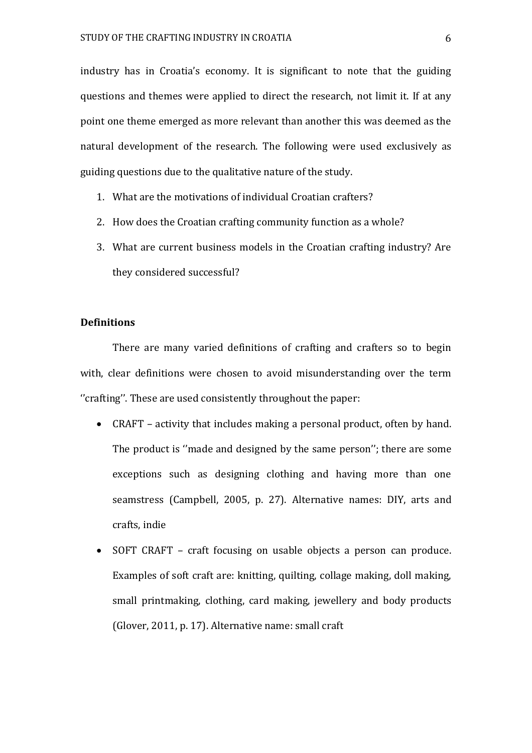industry has in Croatia's economy. It is significant to note that the guiding questions and themes were applied to direct the research, not limit it. If at any point one theme emerged as more relevant than another this was deemed as the natural development of the research. The following were used exclusively as guiding questions due to the qualitative nature of the study.

1. What are the motivations of individual Croatian crafters?
2. How does the Croatian crafting community function as a whole?
3. What are current business models in the Croatian crafting industry? Are they considered successful?

**Definitions**

There are many varied definitions of crafting and crafters so to begin with, clear definitions were chosen to avoid misunderstanding over the term ''crafting''. These are used consistently throughout the paper:

- CRAFT – activity that includes making a personal product, often by hand. The product is ''made and designed by the same person''; there are some exceptions such as designing clothing and having more than one seamstress (Campbell, 2005, p. 27). Alternative names: DIY, arts and crafts, indie
- SOFT CRAFT – craft focusing on usable objects a person can produce. Examples of soft craft are: knitting, quilting, collage making, doll making, small printmaking, clothing, card making, jewellery and body products (Glover, 2011, p. 17). Alternative name: small craft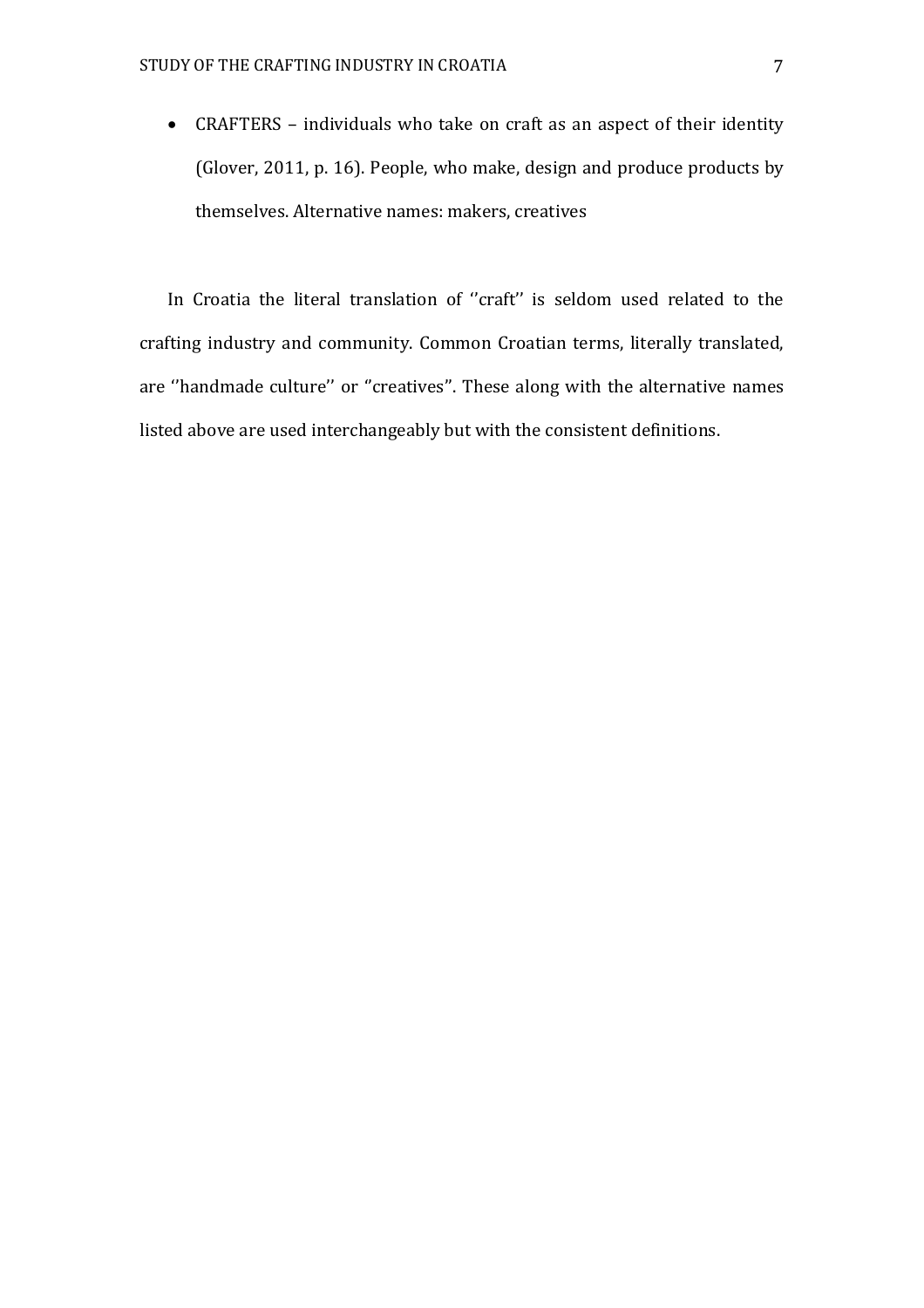- CRAFTERS – individuals who take on craft as an aspect of their identity (Glover, 2011, p. 16). People, who make, design and produce products by themselves. Alternative names: makers, creatives

In Croatia the literal translation of ''craft'' is seldom used related to the crafting industry and community. Common Croatian terms, literally translated, are ''handmade culture'' or "creatives". These along with the alternative names listed above are used interchangeably but with the consistent definitions.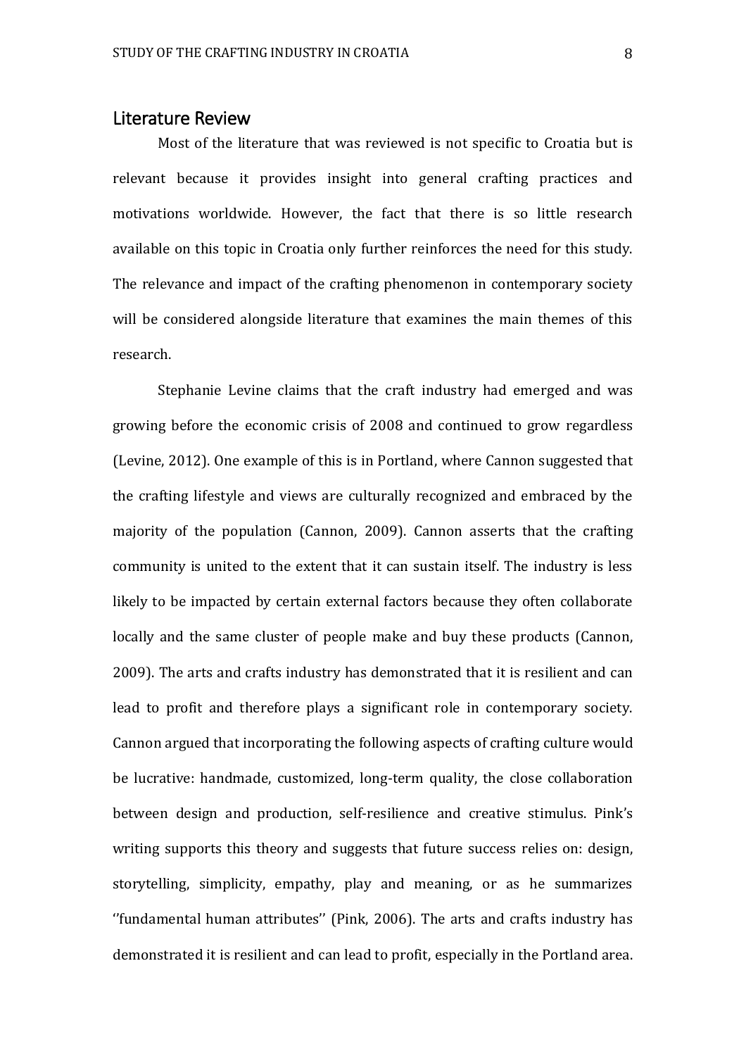## Literature Review

Most of the literature that was reviewed is not specific to Croatia but is relevant because it provides insight into general crafting practices and motivations worldwide. However, the fact that there is so little research available on this topic in Croatia only further reinforces the need for this study. The relevance and impact of the crafting phenomenon in contemporary society will be considered alongside literature that examines the main themes of this research.

Stephanie Levine claims that the craft industry had emerged and was growing before the economic crisis of 2008 and continued to grow regardless (Levine, 2012). One example of this is in Portland, where Cannon suggested that the crafting lifestyle and views are culturally recognized and embraced by the majority of the population (Cannon, 2009). Cannon asserts that the crafting community is united to the extent that it can sustain itself. The industry is less likely to be impacted by certain external factors because they often collaborate locally and the same cluster of people make and buy these products (Cannon, 2009). The arts and crafts industry has demonstrated that it is resilient and can lead to profit and therefore plays a significant role in contemporary society. Cannon argued that incorporating the following aspects of crafting culture would be lucrative: handmade, customized, long-term quality, the close collaboration between design and production, self-resilience and creative stimulus. Pink's writing supports this theory and suggests that future success relies on: design, storytelling, simplicity, empathy, play and meaning, or as he summarizes ''fundamental human attributes'' (Pink, 2006). The arts and crafts industry has demonstrated it is resilient and can lead to profit, especially in the Portland area.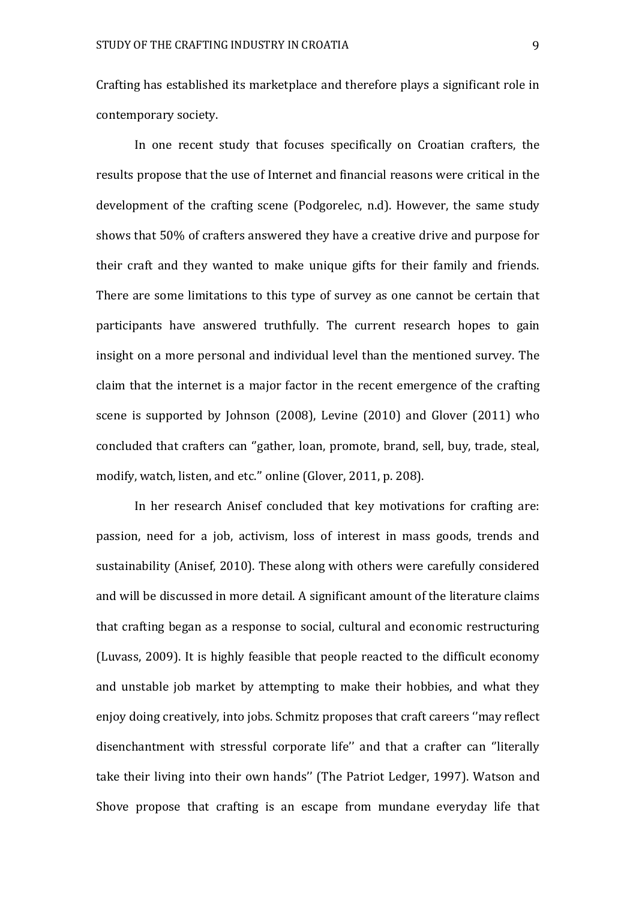Crafting has established its marketplace and therefore plays a significant role in contemporary society.

In one recent study that focuses specifically on Croatian crafters, the results propose that the use of Internet and financial reasons were critical in the development of the crafting scene (Podgorelec, n.d). However, the same study shows that 50% of crafters answered they have a creative drive and purpose for their craft and they wanted to make unique gifts for their family and friends. There are some limitations to this type of survey as one cannot be certain that participants have answered truthfully. The current research hopes to gain insight on a more personal and individual level than the mentioned survey. The claim that the internet is a major factor in the recent emergence of the crafting scene is supported by Johnson (2008), Levine (2010) and Glover (2011) who concluded that crafters can ''gather, loan, promote, brand, sell, buy, trade, steal, modify, watch, listen, and etc.'' online (Glover, 2011, p. 208).

In her research Anisef concluded that key motivations for crafting are: passion, need for a job, activism, loss of interest in mass goods, trends and sustainability (Anisef, 2010). These along with others were carefully considered and will be discussed in more detail. A significant amount of the literature claims that crafting began as a response to social, cultural and economic restructuring (Luvass, 2009). It is highly feasible that people reacted to the difficult economy and unstable job market by attempting to make their hobbies, and what they enjoy doing creatively, into jobs. Schmitz proposes that craft careers ''may reflect disenchantment with stressful corporate life'' and that a crafter can ''literally take their living into their own hands'' (The Patriot Ledger, 1997). Watson and Shove propose that crafting is an escape from mundane everyday life that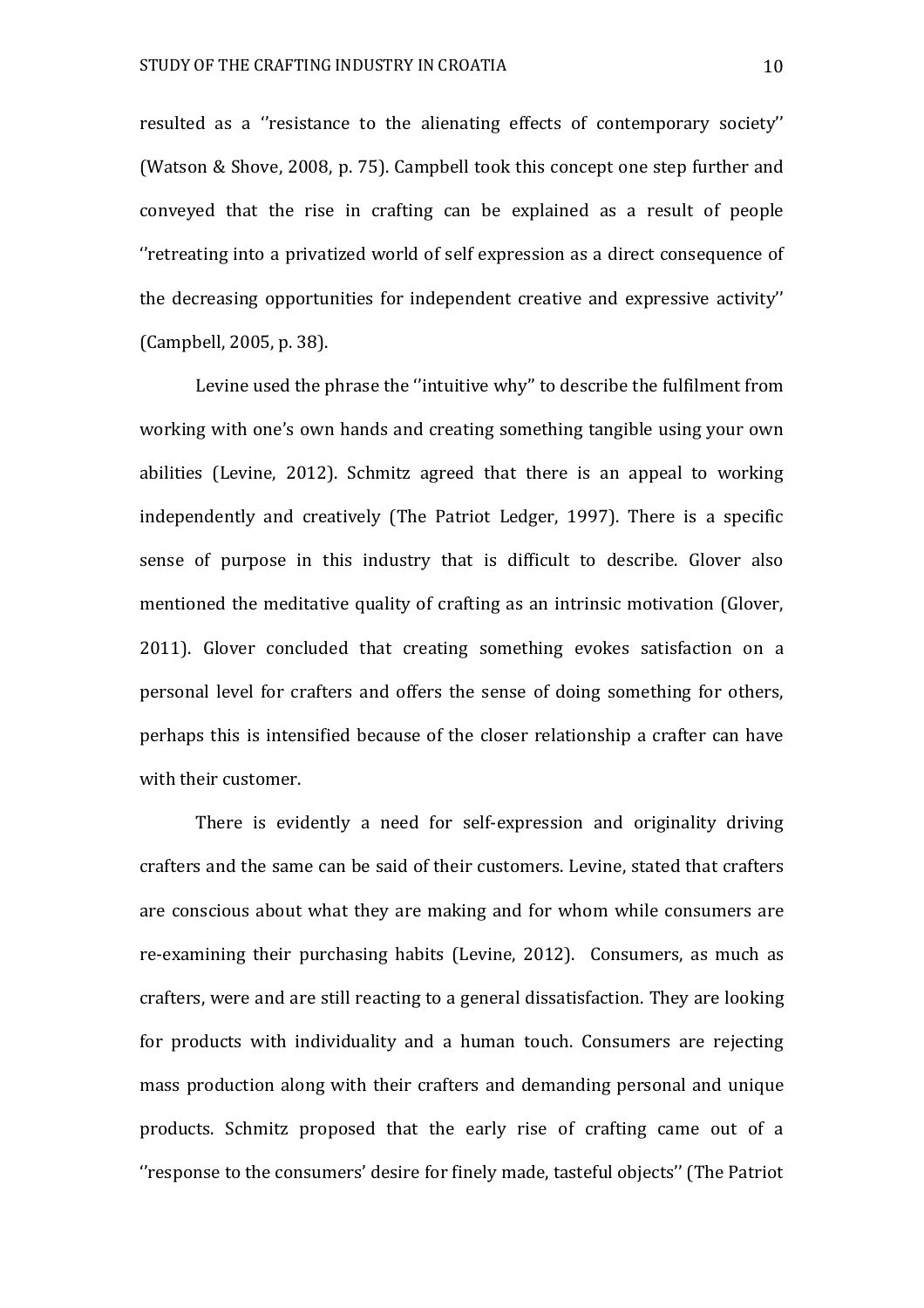resulted as a ''resistance to the alienating effects of contemporary society'' (Watson & Shove, 2008, p. 75). Campbell took this concept one step further and conveyed that the rise in crafting can be explained as a result of people ''retreating into a privatized world of self expression as a direct consequence of the decreasing opportunities for independent creative and expressive activity'' (Campbell, 2005, p. 38).

Levine used the phrase the ''intuitive why" to describe the fulfilment from working with one's own hands and creating something tangible using your own abilities (Levine, 2012). Schmitz agreed that there is an appeal to working independently and creatively (The Patriot Ledger, 1997). There is a specific sense of purpose in this industry that is difficult to describe. Glover also mentioned the meditative quality of crafting as an intrinsic motivation (Glover, 2011). Glover concluded that creating something evokes satisfaction on a personal level for crafters and offers the sense of doing something for others, perhaps this is intensified because of the closer relationship a crafter can have with their customer.

There is evidently a need for self-expression and originality driving crafters and the same can be said of their customers. Levine, stated that crafters are conscious about what they are making and for whom while consumers are re-examining their purchasing habits (Levine, 2012). Consumers, as much as crafters, were and are still reacting to a general dissatisfaction. They are looking for products with individuality and a human touch. Consumers are rejecting mass production along with their crafters and demanding personal and unique products. Schmitz proposed that the early rise of crafting came out of a ''response to the consumers' desire for finely made, tasteful objects'' (The Patriot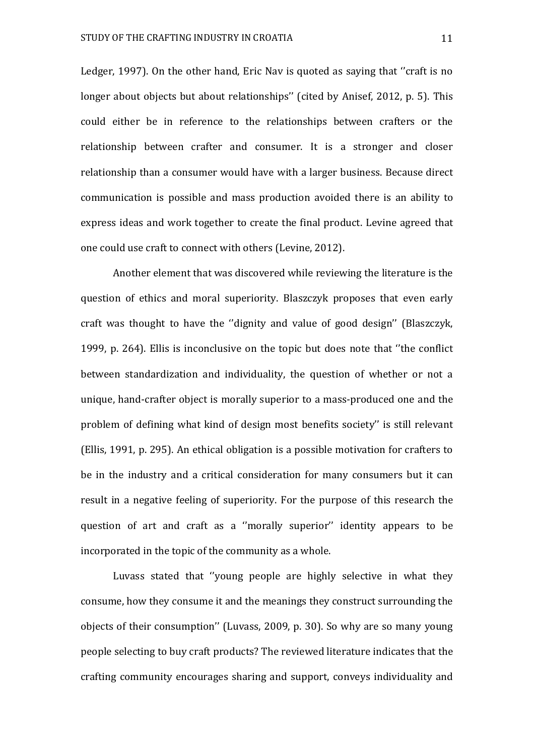Ledger, 1997). On the other hand, Eric Nav is quoted as saying that ''craft is no longer about objects but about relationships'' (cited by Anisef, 2012, p. 5). This could either be in reference to the relationships between crafters or the relationship between crafter and consumer. It is a stronger and closer relationship than a consumer would have with a larger business. Because direct communication is possible and mass production avoided there is an ability to express ideas and work together to create the final product. Levine agreed that one could use craft to connect with others (Levine, 2012).

Another element that was discovered while reviewing the literature is the question of ethics and moral superiority. Blaszczyk proposes that even early craft was thought to have the ''dignity and value of good design'' (Blaszczyk, 1999, p. 264). Ellis is inconclusive on the topic but does note that ''the conflict between standardization and individuality, the question of whether or not a unique, hand-crafter object is morally superior to a mass-produced one and the problem of defining what kind of design most benefits society'' is still relevant (Ellis, 1991, p. 295). An ethical obligation is a possible motivation for crafters to be in the industry and a critical consideration for many consumers but it can result in a negative feeling of superiority. For the purpose of this research the question of art and craft as a ''morally superior'' identity appears to be incorporated in the topic of the community as a whole.

Luvass stated that ''young people are highly selective in what they consume, how they consume it and the meanings they construct surrounding the objects of their consumption'' (Luvass, 2009, p. 30). So why are so many young people selecting to buy craft products? The reviewed literature indicates that the crafting community encourages sharing and support, conveys individuality and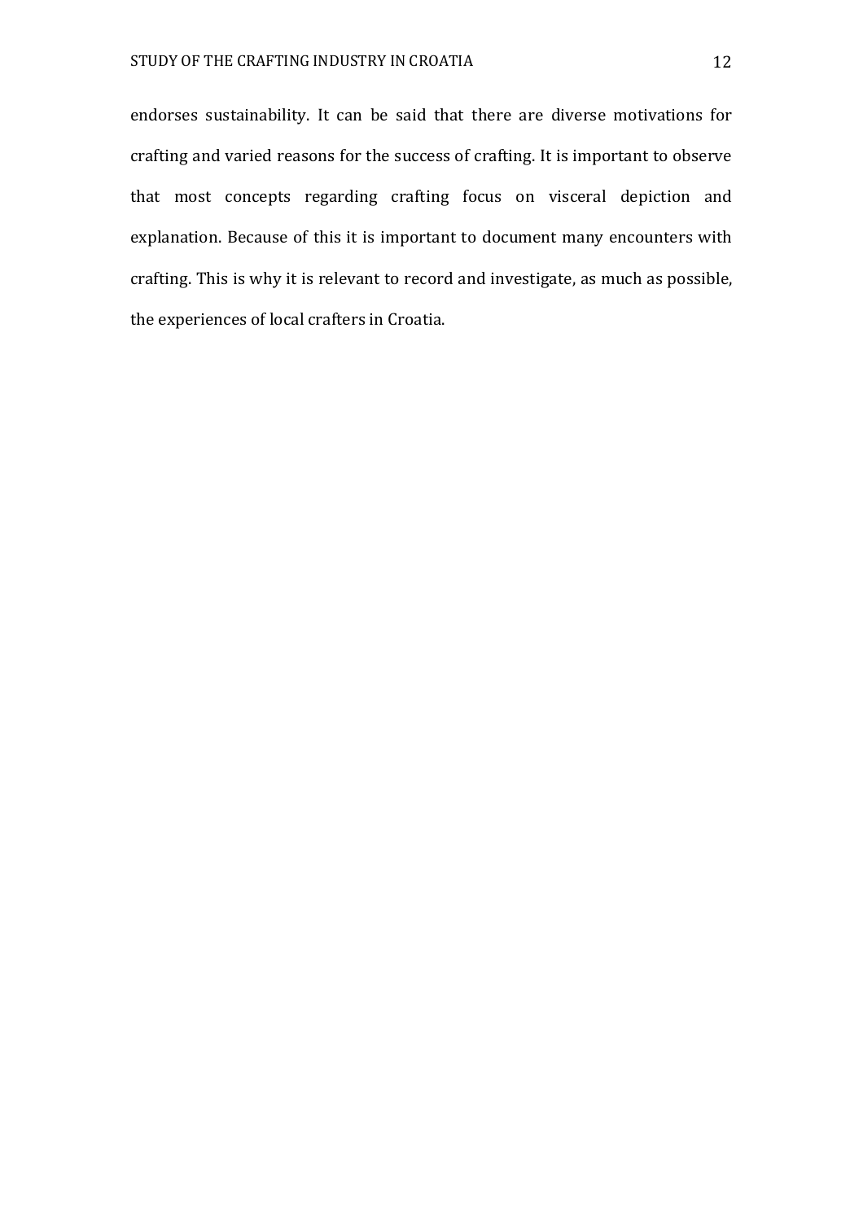endorses sustainability. It can be said that there are diverse motivations for crafting and varied reasons for the success of crafting. It is important to observe that most concepts regarding crafting focus on visceral depiction and explanation. Because of this it is important to document many encounters with crafting. This is why it is relevant to record and investigate, as much as possible, the experiences of local crafters in Croatia.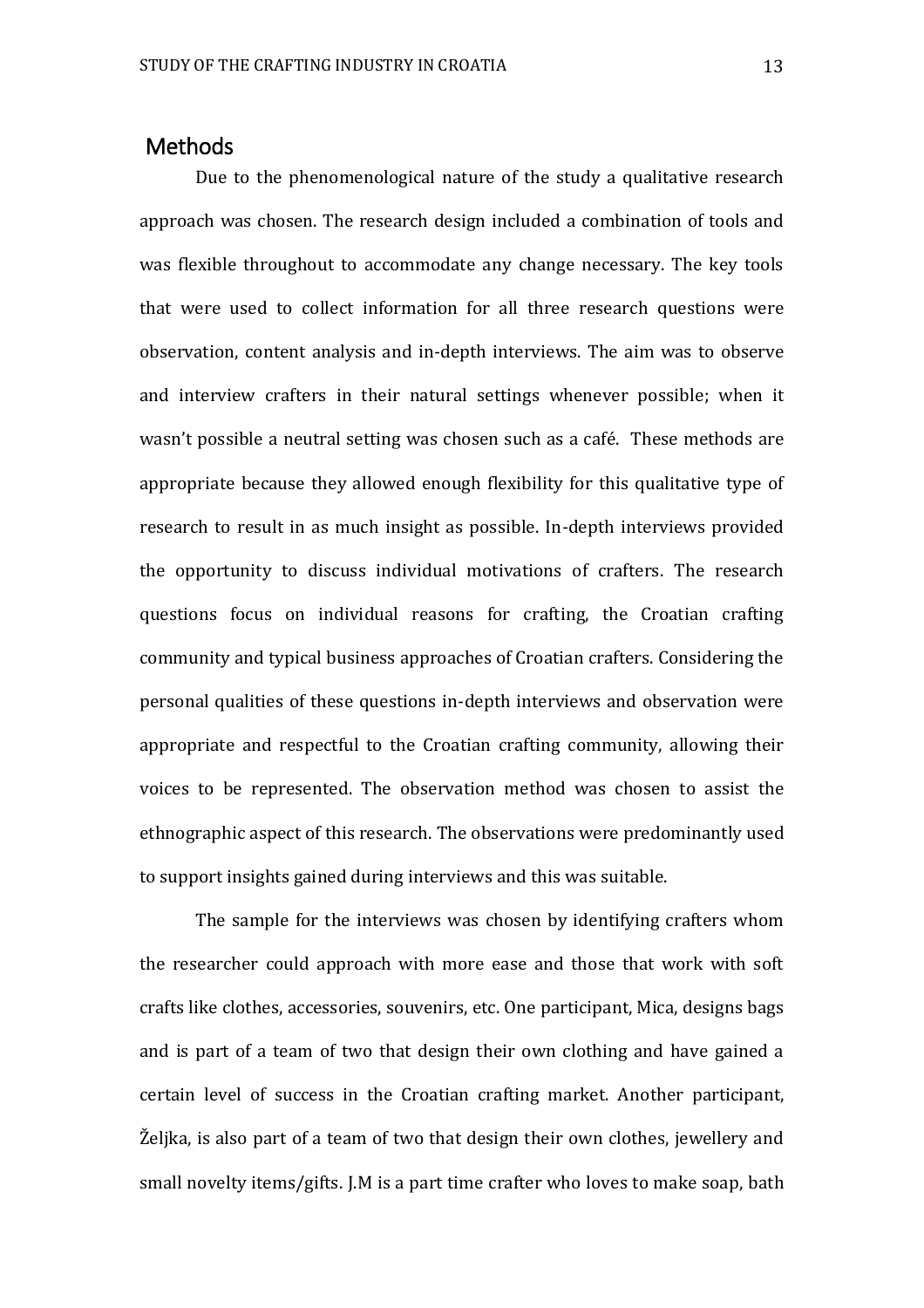## Methods

Due to the phenomenological nature of the study a qualitative research approach was chosen. The research design included a combination of tools and was flexible throughout to accommodate any change necessary. The key tools that were used to collect information for all three research questions were observation, content analysis and in-depth interviews. The aim was to observe and interview crafters in their natural settings whenever possible; when it wasn't possible a neutral setting was chosen such as a café. These methods are appropriate because they allowed enough flexibility for this qualitative type of research to result in as much insight as possible. In-depth interviews provided the opportunity to discuss individual motivations of crafters. The research questions focus on individual reasons for crafting, the Croatian crafting community and typical business approaches of Croatian crafters. Considering the personal qualities of these questions in-depth interviews and observation were appropriate and respectful to the Croatian crafting community, allowing their voices to be represented. The observation method was chosen to assist the ethnographic aspect of this research. The observations were predominantly used to support insights gained during interviews and this was suitable.

The sample for the interviews was chosen by identifying crafters whom the researcher could approach with more ease and those that work with soft crafts like clothes, accessories, souvenirs, etc. One participant, Mica, designs bags and is part of a team of two that design their own clothing and have gained a certain level of success in the Croatian crafting market. Another participant, Željka, is also part of a team of two that design their own clothes, jewellery and small novelty items/gifts. J.M is a part time crafter who loves to make soap, bath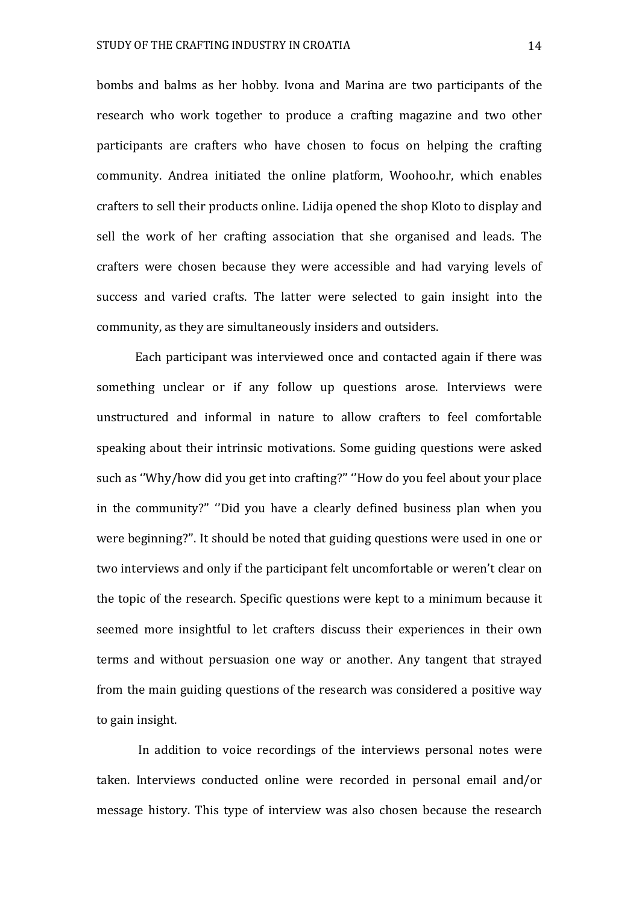bombs and balms as her hobby. Ivona and Marina are two participants of the research who work together to produce a crafting magazine and two other participants are crafters who have chosen to focus on helping the crafting community. Andrea initiated the online platform, Woohoo.hr, which enables crafters to sell their products online. Lidija opened the shop Kloto to display and sell the work of her crafting association that she organised and leads. The crafters were chosen because they were accessible and had varying levels of success and varied crafts. The latter were selected to gain insight into the community, as they are simultaneously insiders and outsiders.

Each participant was interviewed once and contacted again if there was something unclear or if any follow up questions arose. Interviews were unstructured and informal in nature to allow crafters to feel comfortable speaking about their intrinsic motivations. Some guiding questions were asked such as ''Why/how did you get into crafting?" ''How do you feel about your place in the community?" ''Did you have a clearly defined business plan when you were beginning?". It should be noted that guiding questions were used in one or two interviews and only if the participant felt uncomfortable or weren't clear on the topic of the research. Specific questions were kept to a minimum because it seemed more insightful to let crafters discuss their experiences in their own terms and without persuasion one way or another. Any tangent that strayed from the main guiding questions of the research was considered a positive way to gain insight.

In addition to voice recordings of the interviews personal notes were taken. Interviews conducted online were recorded in personal email and/or message history. This type of interview was also chosen because the research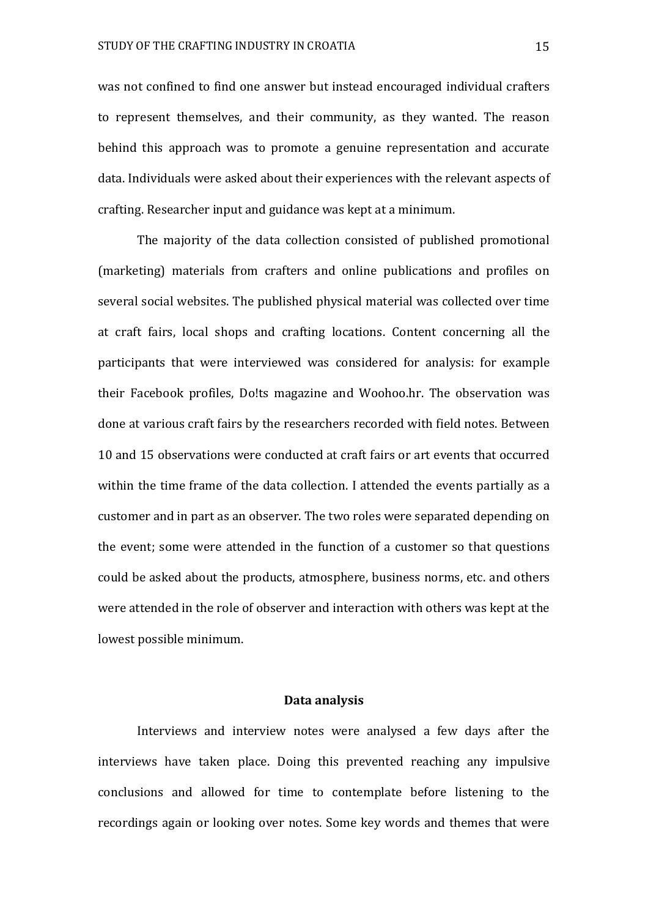was not confined to find one answer but instead encouraged individual crafters to represent themselves, and their community, as they wanted. The reason behind this approach was to promote a genuine representation and accurate data. Individuals were asked about their experiences with the relevant aspects of crafting. Researcher input and guidance was kept at a minimum.

The majority of the data collection consisted of published promotional (marketing) materials from crafters and online publications and profiles on several social websites. The published physical material was collected over time at craft fairs, local shops and crafting locations. Content concerning all the participants that were interviewed was considered for analysis: for example their Facebook profiles, Do!ts magazine and Woohoo.hr. The observation was done at various craft fairs by the researchers recorded with field notes. Between 10 and 15 observations were conducted at craft fairs or art events that occurred within the time frame of the data collection. I attended the events partially as a customer and in part as an observer. The two roles were separated depending on the event; some were attended in the function of a customer so that questions could be asked about the products, atmosphere, business norms, etc. and others were attended in the role of observer and interaction with others was kept at the lowest possible minimum.

## Data analysis

Interviews and interview notes were analysed a few days after the interviews have taken place. Doing this prevented reaching any impulsive conclusions and allowed for time to contemplate before listening to the recordings again or looking over notes. Some key words and themes that were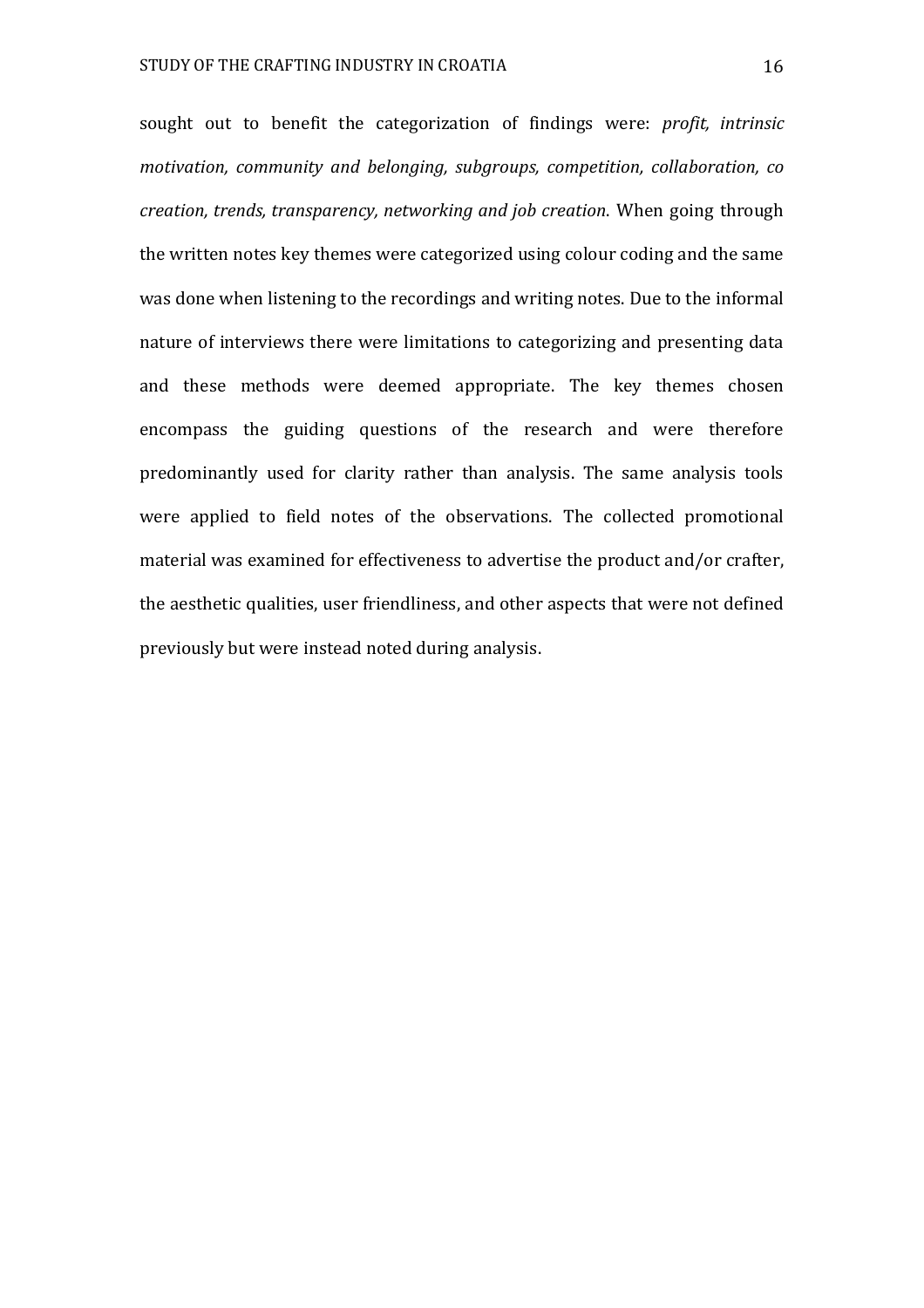sought out to benefit the categorization of findings were: *profit, intrinsic motivation, community and belonging, subgroups, competition, collaboration, co creation, trends, transparency, networking and job creation*. When going through the written notes key themes were categorized using colour coding and the same was done when listening to the recordings and writing notes. Due to the informal nature of interviews there were limitations to categorizing and presenting data and these methods were deemed appropriate. The key themes chosen encompass the guiding questions of the research and were therefore predominantly used for clarity rather than analysis. The same analysis tools were applied to field notes of the observations. The collected promotional material was examined for effectiveness to advertise the product and/or crafter, the aesthetic qualities, user friendliness, and other aspects that were not defined previously but were instead noted during analysis.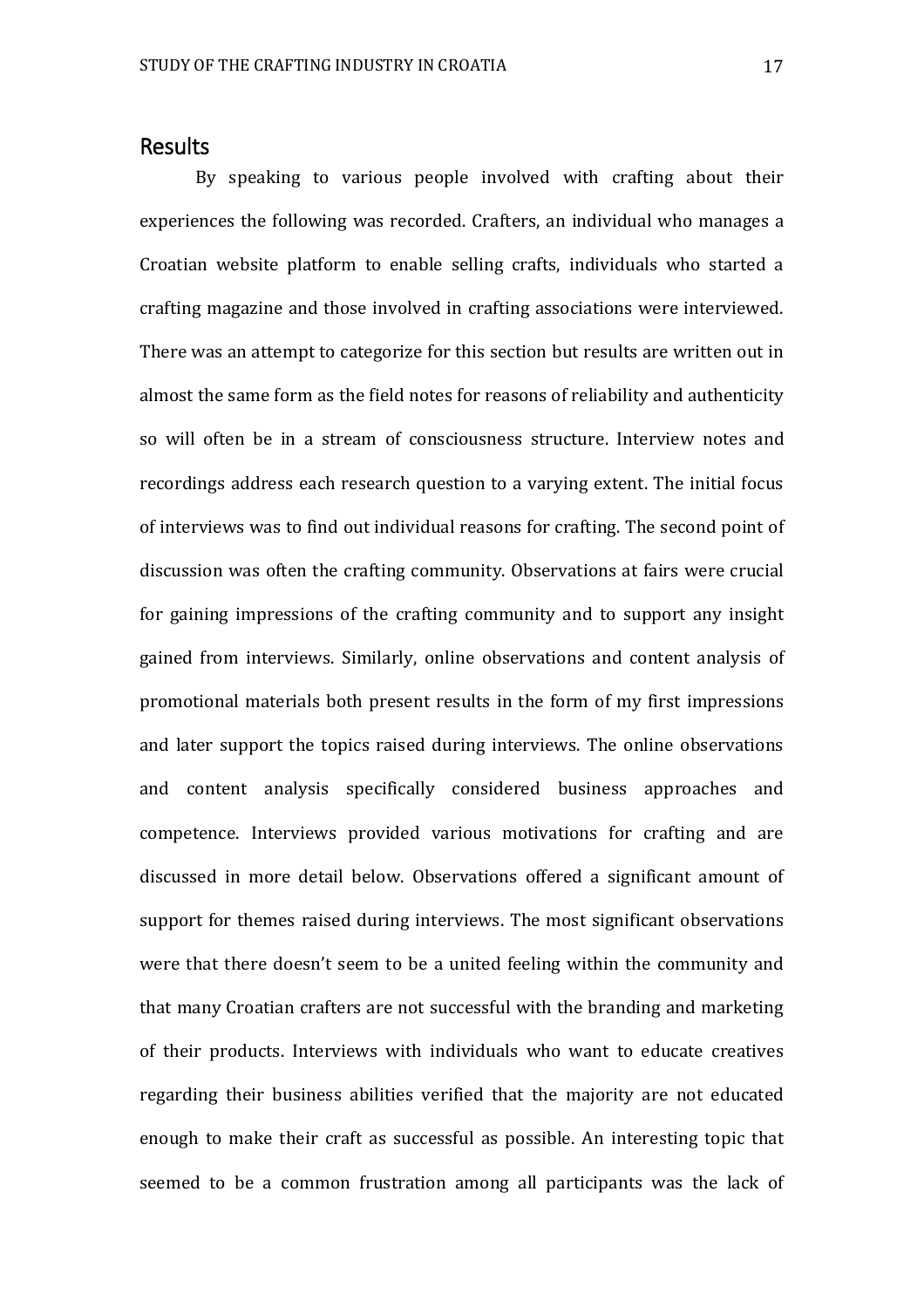## Results

By speaking to various people involved with crafting about their experiences the following was recorded. Crafters, an individual who manages a Croatian website platform to enable selling crafts, individuals who started a crafting magazine and those involved in crafting associations were interviewed. There was an attempt to categorize for this section but results are written out in almost the same form as the field notes for reasons of reliability and authenticity so will often be in a stream of consciousness structure. Interview notes and recordings address each research question to a varying extent. The initial focus of interviews was to find out individual reasons for crafting. The second point of discussion was often the crafting community. Observations at fairs were crucial for gaining impressions of the crafting community and to support any insight gained from interviews. Similarly, online observations and content analysis of promotional materials both present results in the form of my first impressions and later support the topics raised during interviews. The online observations and content analysis specifically considered business approaches and competence. Interviews provided various motivations for crafting and are discussed in more detail below. Observations offered a significant amount of support for themes raised during interviews. The most significant observations were that there doesn't seem to be a united feeling within the community and that many Croatian crafters are not successful with the branding and marketing of their products. Interviews with individuals who want to educate creatives regarding their business abilities verified that the majority are not educated enough to make their craft as successful as possible. An interesting topic that seemed to be a common frustration among all participants was the lack of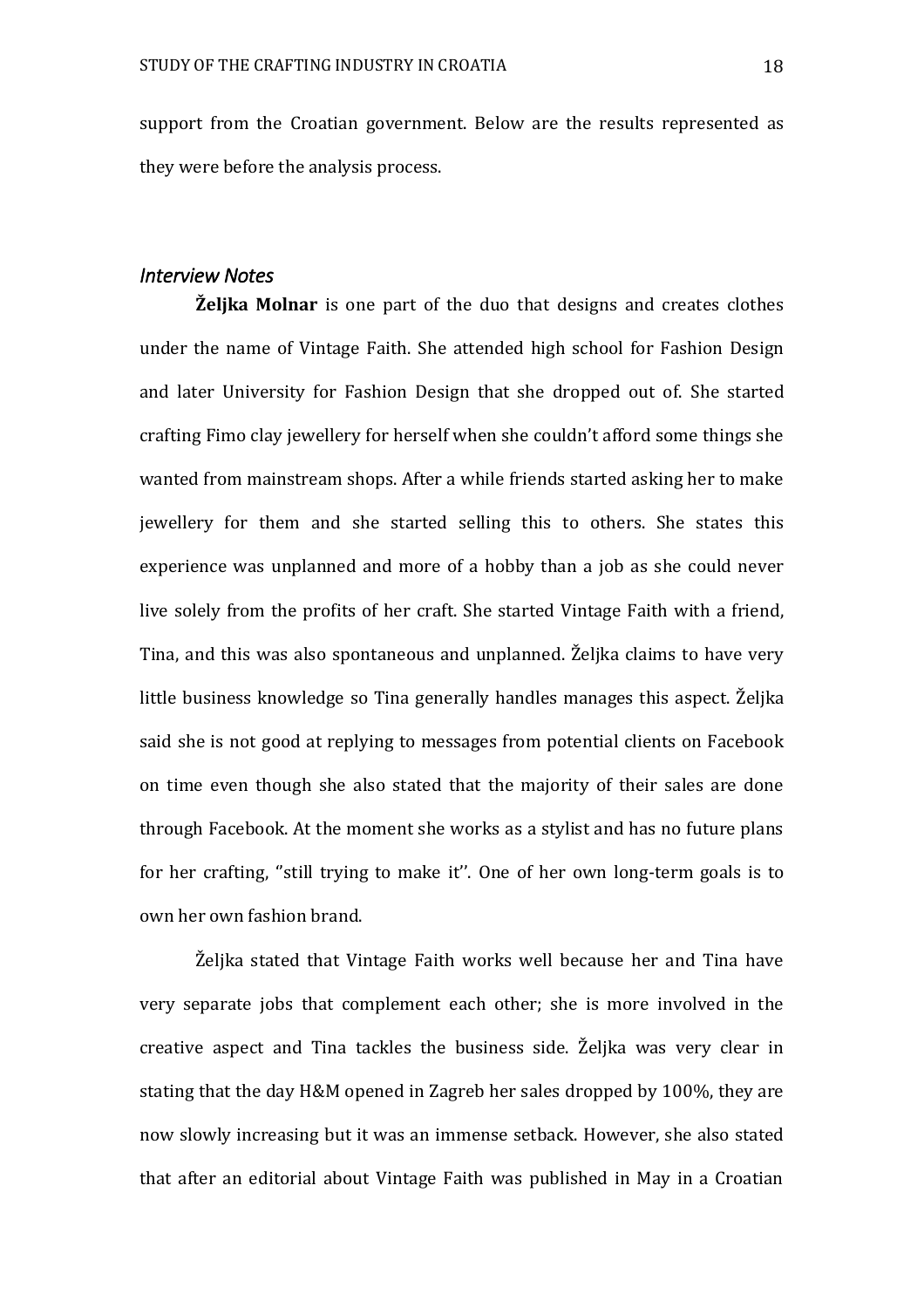support from the Croatian government. Below are the results represented as they were before the analysis process.

### *Interview Notes*

**Željka Molnar** is one part of the duo that designs and creates clothes under the name of Vintage Faith. She attended high school for Fashion Design and later University for Fashion Design that she dropped out of. She started crafting Fimo clay jewellery for herself when she couldn't afford some things she wanted from mainstream shops. After a while friends started asking her to make jewellery for them and she started selling this to others. She states this experience was unplanned and more of a hobby than a job as she could never live solely from the profits of her craft. She started Vintage Faith with a friend, Tina, and this was also spontaneous and unplanned. Željka claims to have very little business knowledge so Tina generally handles manages this aspect. Željka said she is not good at replying to messages from potential clients on Facebook on time even though she also stated that the majority of their sales are done through Facebook. At the moment she works as a stylist and has no future plans for her crafting, ''still trying to make it''. One of her own long-term goals is to own her own fashion brand.

Željka stated that Vintage Faith works well because her and Tina have very separate jobs that complement each other; she is more involved in the creative aspect and Tina tackles the business side. Željka was very clear in stating that the day H&M opened in Zagreb her sales dropped by 100%, they are now slowly increasing but it was an immense setback. However, she also stated that after an editorial about Vintage Faith was published in May in a Croatian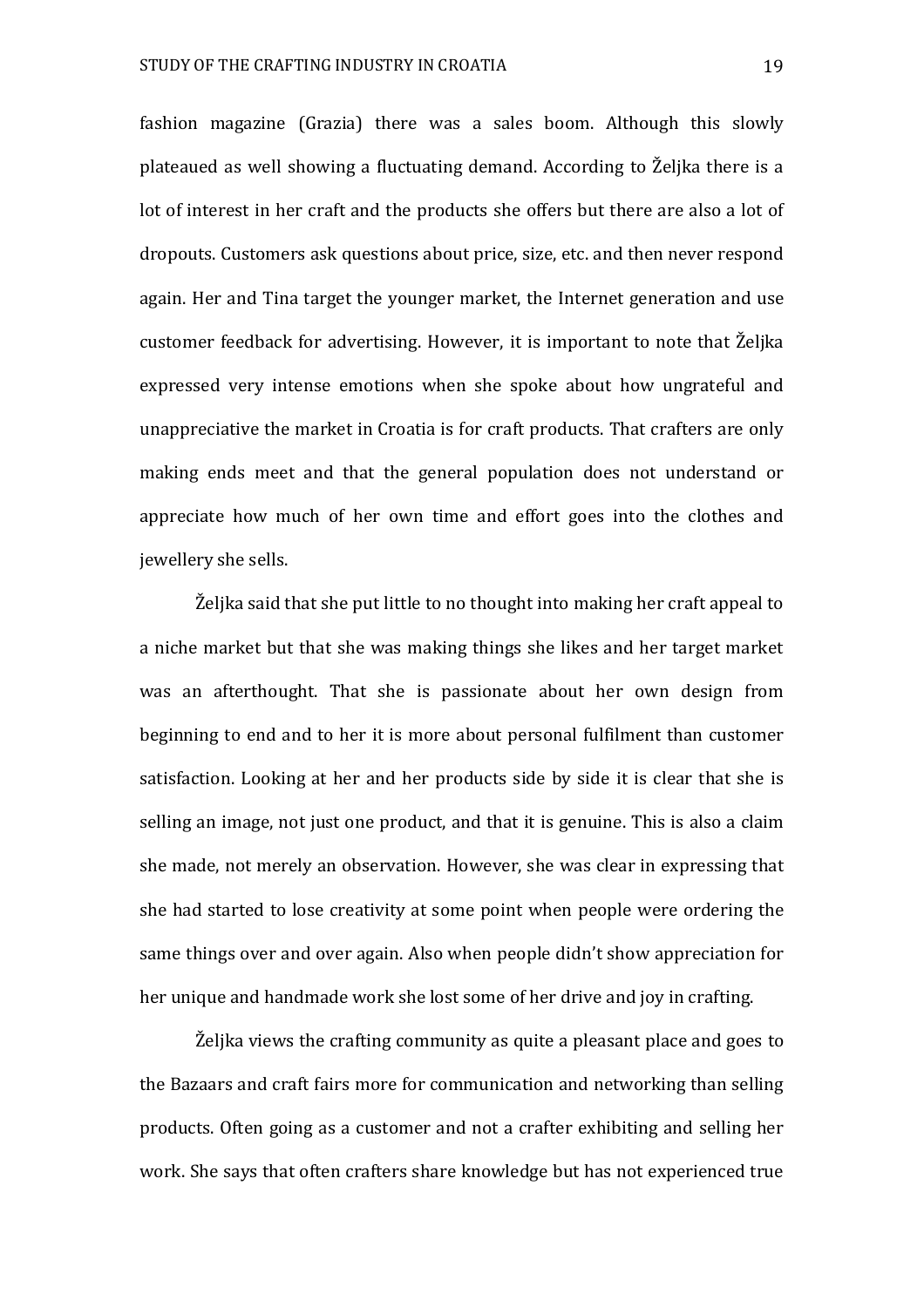fashion magazine (Grazia) there was a sales boom. Although this slowly plateaued as well showing a fluctuating demand. According to Željka there is a lot of interest in her craft and the products she offers but there are also a lot of dropouts. Customers ask questions about price, size, etc. and then never respond again. Her and Tina target the younger market, the Internet generation and use customer feedback for advertising. However, it is important to note that Željka expressed very intense emotions when she spoke about how ungrateful and unappreciative the market in Croatia is for craft products. That crafters are only making ends meet and that the general population does not understand or appreciate how much of her own time and effort goes into the clothes and jewellery she sells.

Željka said that she put little to no thought into making her craft appeal to a niche market but that she was making things she likes and her target market was an afterthought. That she is passionate about her own design from beginning to end and to her it is more about personal fulfilment than customer satisfaction. Looking at her and her products side by side it is clear that she is selling an image, not just one product, and that it is genuine. This is also a claim she made, not merely an observation. However, she was clear in expressing that she had started to lose creativity at some point when people were ordering the same things over and over again. Also when people didn't show appreciation for her unique and handmade work she lost some of her drive and joy in crafting.

Željka views the crafting community as quite a pleasant place and goes to the Bazaars and craft fairs more for communication and networking than selling products. Often going as a customer and not a crafter exhibiting and selling her work. She says that often crafters share knowledge but has not experienced true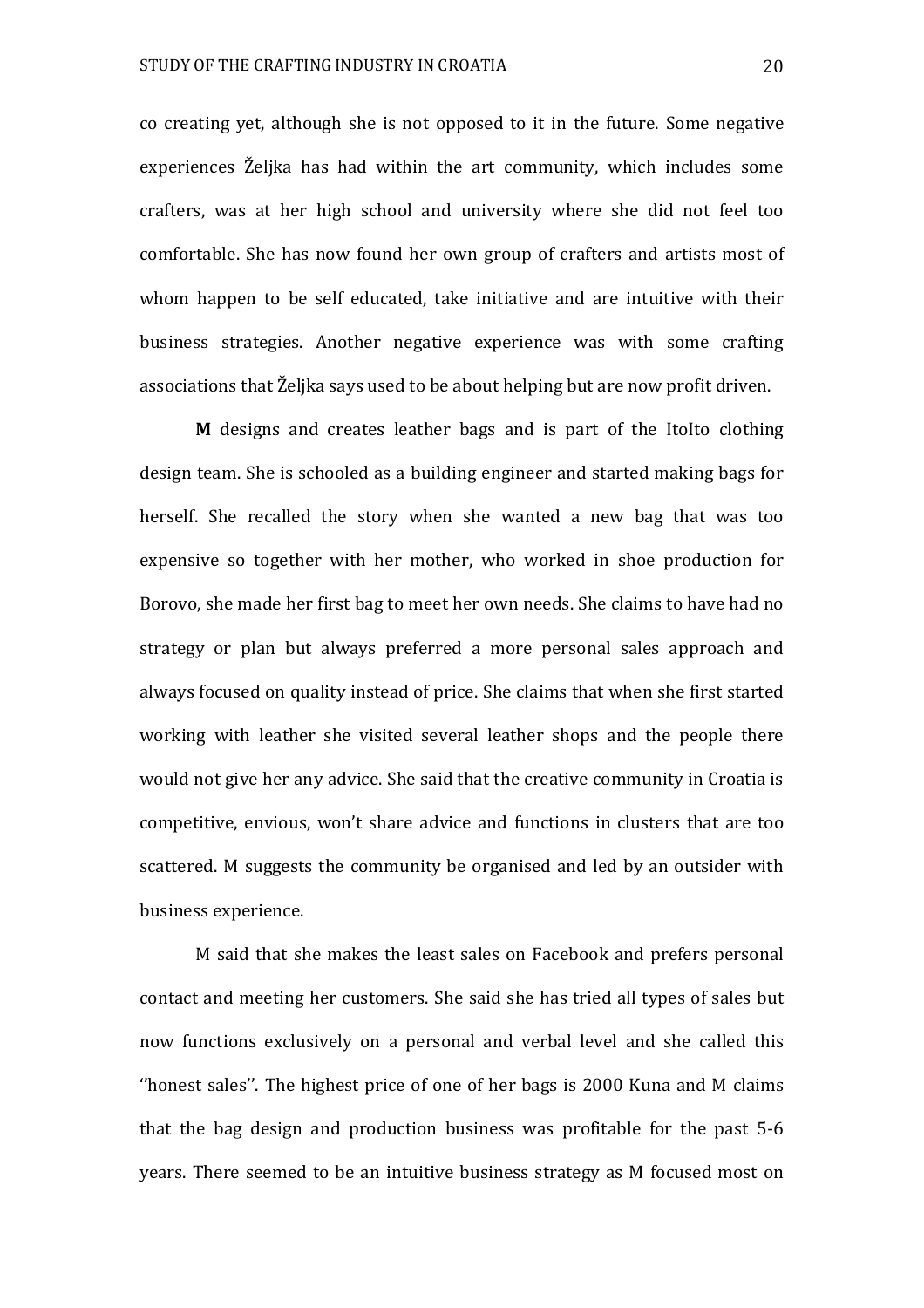co creating yet, although she is not opposed to it in the future. Some negative experiences Željka has had within the art community, which includes some crafters, was at her high school and university where she did not feel too comfortable. She has now found her own group of crafters and artists most of whom happen to be self educated, take initiative and are intuitive with their business strategies. Another negative experience was with some crafting associations that Željka says used to be about helping but are now profit driven.

**M** designs and creates leather bags and is part of the ItoIto clothing design team. She is schooled as a building engineer and started making bags for herself. She recalled the story when she wanted a new bag that was too expensive so together with her mother, who worked in shoe production for Borovo, she made her first bag to meet her own needs. She claims to have had no strategy or plan but always preferred a more personal sales approach and always focused on quality instead of price. She claims that when she first started working with leather she visited several leather shops and the people there would not give her any advice. She said that the creative community in Croatia is competitive, envious, won't share advice and functions in clusters that are too scattered. M suggests the community be organised and led by an outsider with business experience.

M said that she makes the least sales on Facebook and prefers personal contact and meeting her customers. She said she has tried all types of sales but now functions exclusively on a personal and verbal level and she called this ''honest sales''. The highest price of one of her bags is 2000 Kuna and M claims that the bag design and production business was profitable for the past 5-6 years. There seemed to be an intuitive business strategy as M focused most on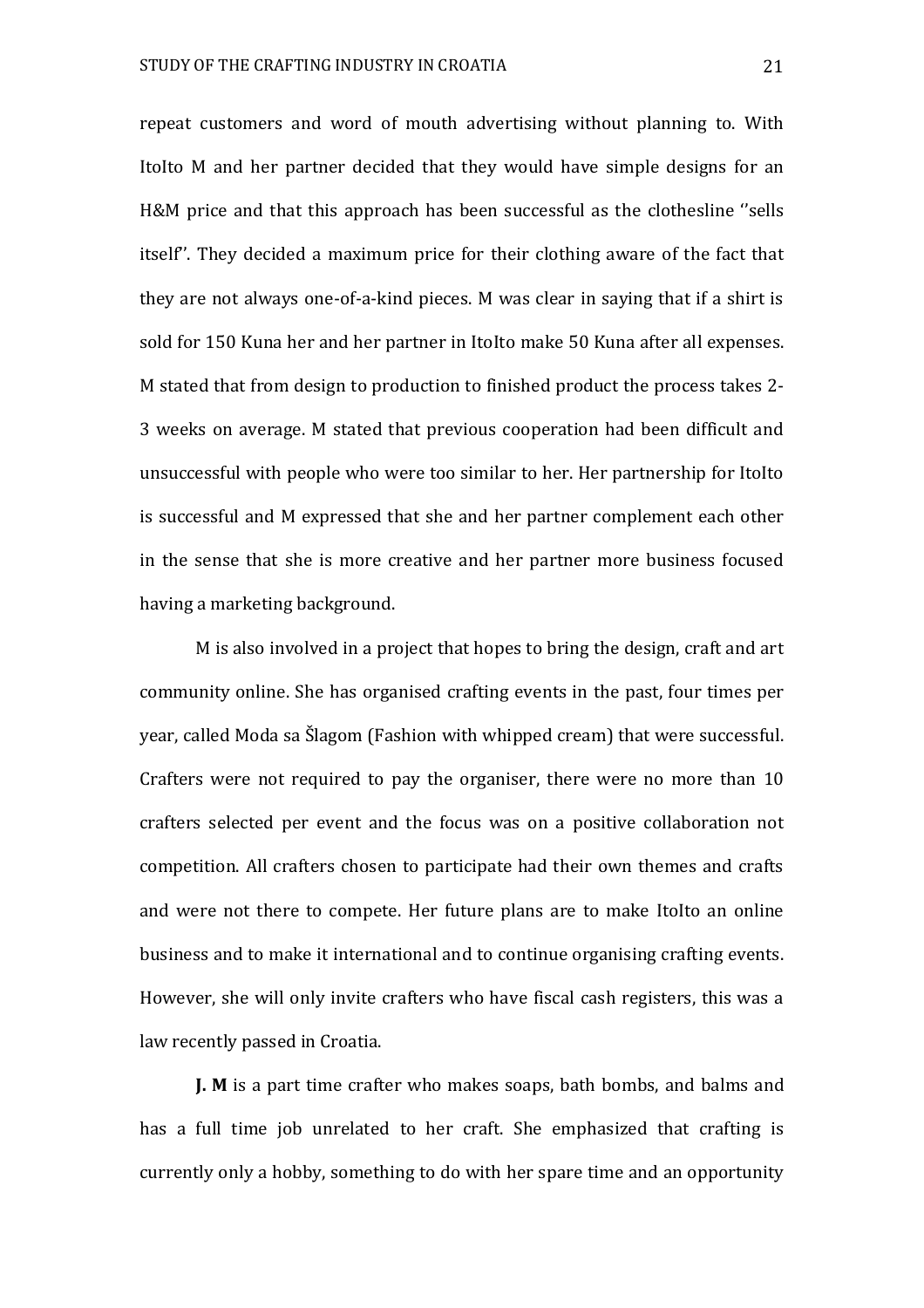repeat customers and word of mouth advertising without planning to. With ItoIto M and her partner decided that they would have simple designs for an H&M price and that this approach has been successful as the clothesline ''sells itself''. They decided a maximum price for their clothing aware of the fact that they are not always one-of-a-kind pieces. M was clear in saying that if a shirt is sold for 150 Kuna her and her partner in ItoIto make 50 Kuna after all expenses. M stated that from design to production to finished product the process takes 2-3 weeks on average. M stated that previous cooperation had been difficult and unsuccessful with people who were too similar to her. Her partnership for ItoIto is successful and M expressed that she and her partner complement each other in the sense that she is more creative and her partner more business focused having a marketing background.

M is also involved in a project that hopes to bring the design, craft and art community online. She has organised crafting events in the past, four times per year, called Moda sa Šlagom (Fashion with whipped cream) that were successful. Crafters were not required to pay the organiser, there were no more than 10 crafters selected per event and the focus was on a positive collaboration not competition. All crafters chosen to participate had their own themes and crafts and were not there to compete. Her future plans are to make ItoIto an online business and to make it international and to continue organising crafting events. However, she will only invite crafters who have fiscal cash registers, this was a law recently passed in Croatia.

**J. M** is a part time crafter who makes soaps, bath bombs, and balms and has a full time job unrelated to her craft. She emphasized that crafting is currently only a hobby, something to do with her spare time and an opportunity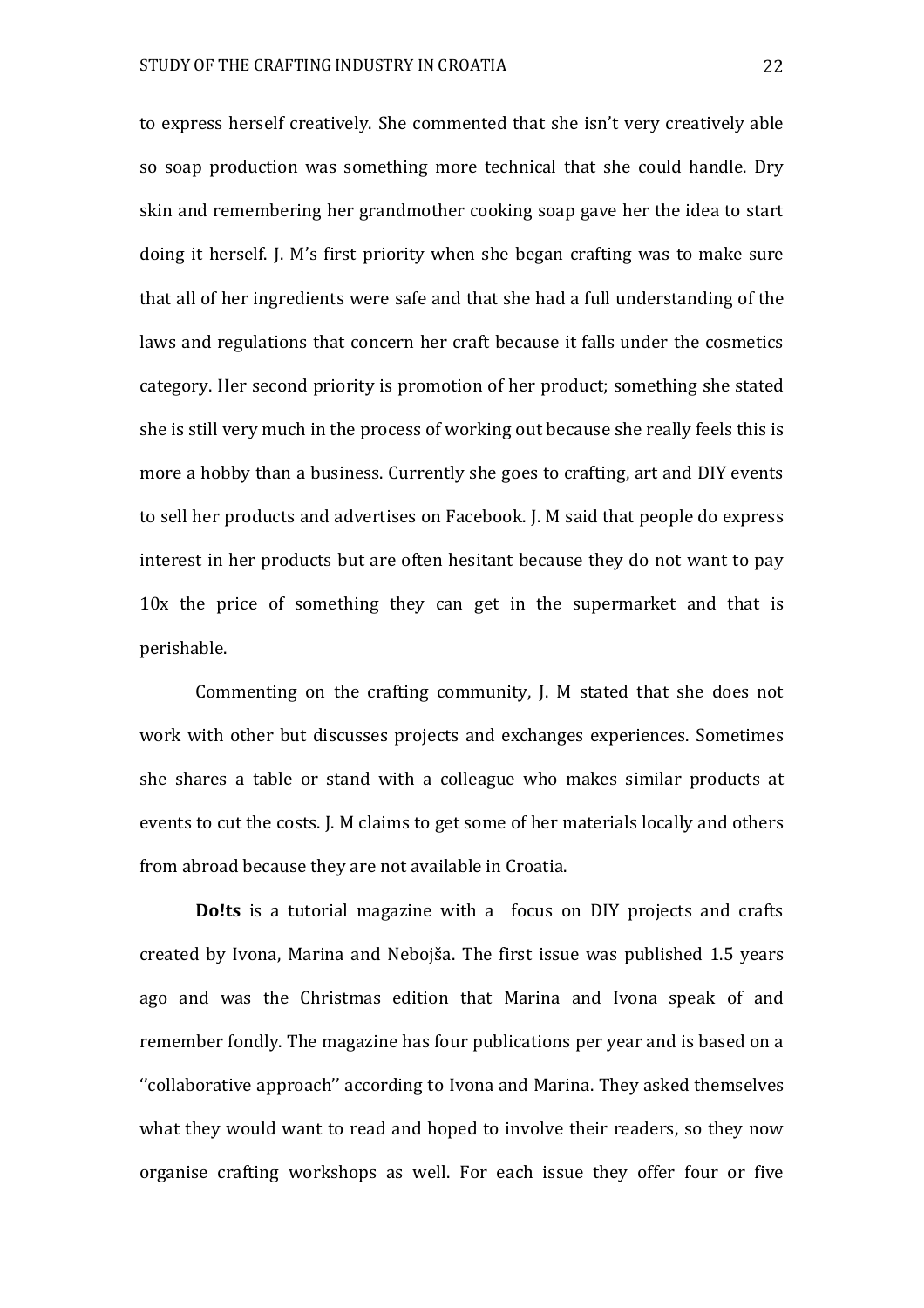to express herself creatively. She commented that she isn't very creatively able so soap production was something more technical that she could handle. Dry skin and remembering her grandmother cooking soap gave her the idea to start doing it herself. J. M's first priority when she began crafting was to make sure that all of her ingredients were safe and that she had a full understanding of the laws and regulations that concern her craft because it falls under the cosmetics category. Her second priority is promotion of her product; something she stated she is still very much in the process of working out because she really feels this is more a hobby than a business. Currently she goes to crafting, art and DIY events to sell her products and advertises on Facebook. J. M said that people do express interest in her products but are often hesitant because they do not want to pay 10x the price of something they can get in the supermarket and that is perishable.

Commenting on the crafting community, J. M stated that she does not work with other but discusses projects and exchanges experiences. Sometimes she shares a table or stand with a colleague who makes similar products at events to cut the costs. J. M claims to get some of her materials locally and others from abroad because they are not available in Croatia.

**Do!ts** is a tutorial magazine with a focus on DIY projects and crafts created by Ivona, Marina and Nebojša. The first issue was published 1.5 years ago and was the Christmas edition that Marina and Ivona speak of and remember fondly. The magazine has four publications per year and is based on a ''collaborative approach'' according to Ivona and Marina. They asked themselves what they would want to read and hoped to involve their readers, so they now organise crafting workshops as well. For each issue they offer four or five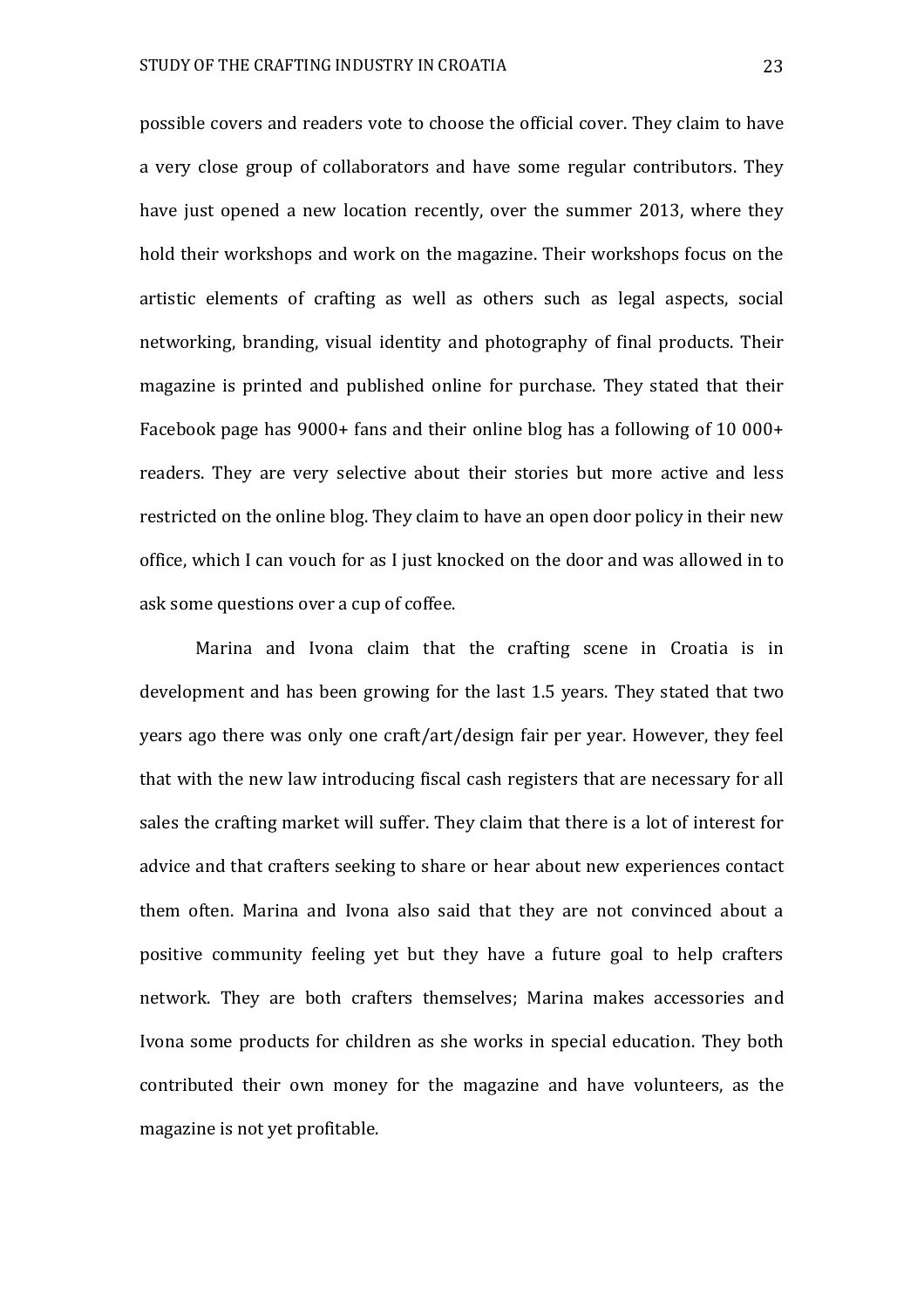possible covers and readers vote to choose the official cover. They claim to have a very close group of collaborators and have some regular contributors. They have just opened a new location recently, over the summer 2013, where they hold their workshops and work on the magazine. Their workshops focus on the artistic elements of crafting as well as others such as legal aspects, social networking, branding, visual identity and photography of final products. Their magazine is printed and published online for purchase. They stated that their Facebook page has 9000+ fans and their online blog has a following of 10 000+ readers. They are very selective about their stories but more active and less restricted on the online blog. They claim to have an open door policy in their new office, which I can vouch for as I just knocked on the door and was allowed in to ask some questions over a cup of coffee.

Marina and Ivona claim that the crafting scene in Croatia is in development and has been growing for the last 1.5 years. They stated that two years ago there was only one craft/art/design fair per year. However, they feel that with the new law introducing fiscal cash registers that are necessary for all sales the crafting market will suffer. They claim that there is a lot of interest for advice and that crafters seeking to share or hear about new experiences contact them often. Marina and Ivona also said that they are not convinced about a positive community feeling yet but they have a future goal to help crafters network. They are both crafters themselves; Marina makes accessories and Ivona some products for children as she works in special education. They both contributed their own money for the magazine and have volunteers, as the magazine is not yet profitable.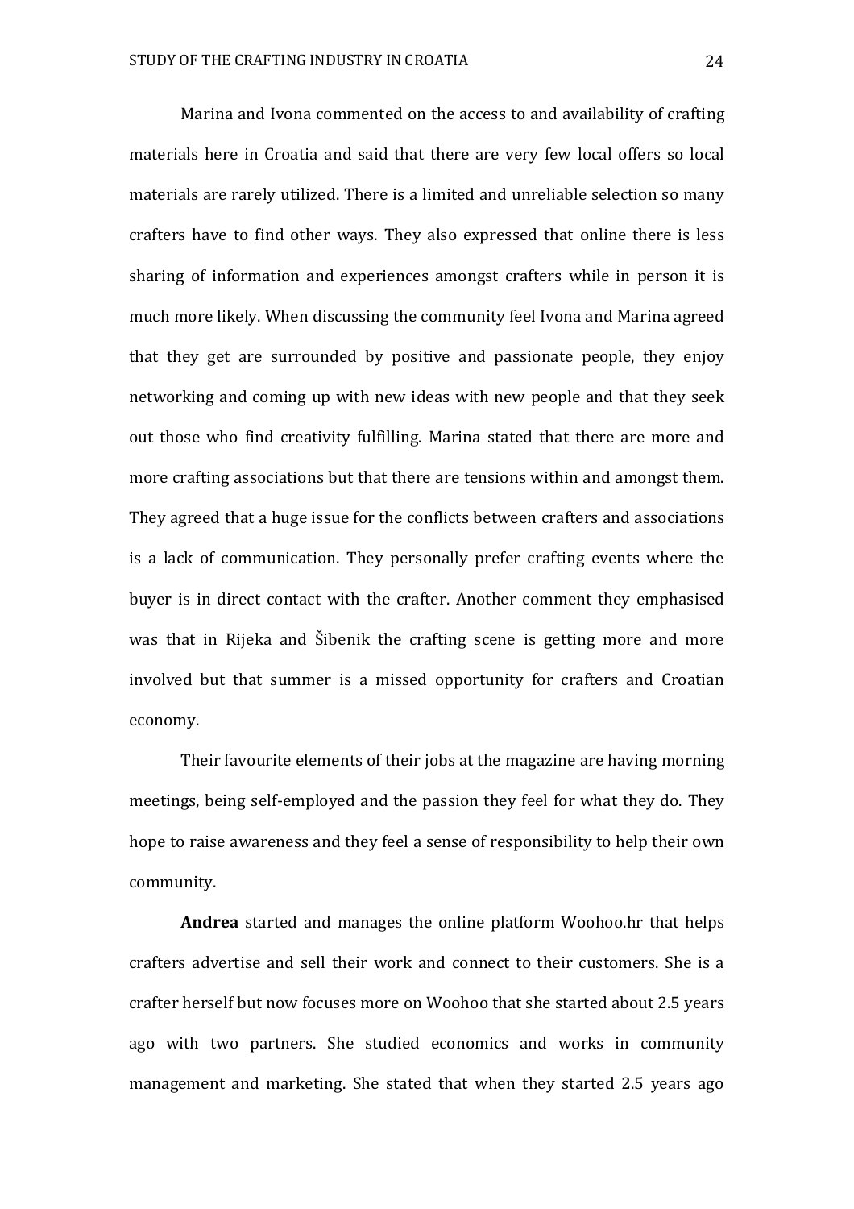Marina and Ivona commented on the access to and availability of crafting materials here in Croatia and said that there are very few local offers so local materials are rarely utilized. There is a limited and unreliable selection so many crafters have to find other ways. They also expressed that online there is less sharing of information and experiences amongst crafters while in person it is much more likely. When discussing the community feel Ivona and Marina agreed that they get are surrounded by positive and passionate people, they enjoy networking and coming up with new ideas with new people and that they seek out those who find creativity fulfilling. Marina stated that there are more and more crafting associations but that there are tensions within and amongst them. They agreed that a huge issue for the conflicts between crafters and associations is a lack of communication. They personally prefer crafting events where the buyer is in direct contact with the crafter. Another comment they emphasised was that in Rijeka and Šibenik the crafting scene is getting more and more involved but that summer is a missed opportunity for crafters and Croatian economy.

Their favourite elements of their jobs at the magazine are having morning meetings, being self-employed and the passion they feel for what they do. They hope to raise awareness and they feel a sense of responsibility to help their own community.

**Andrea** started and manages the online platform Woohoo.hr that helps crafters advertise and sell their work and connect to their customers. She is a crafter herself but now focuses more on Woohoo that she started about 2.5 years ago with two partners. She studied economics and works in community management and marketing. She stated that when they started 2.5 years ago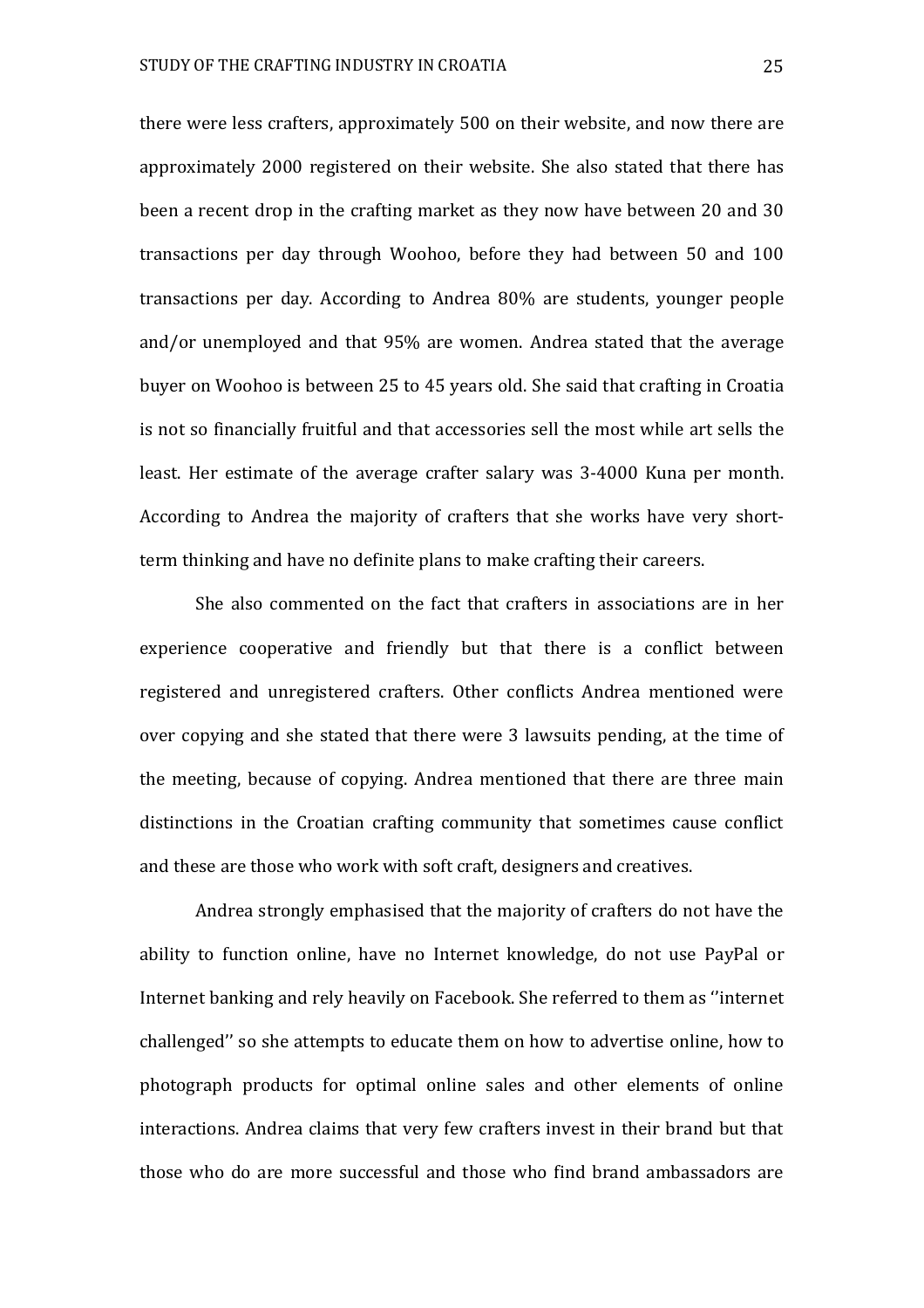there were less crafters, approximately 500 on their website, and now there are approximately 2000 registered on their website. She also stated that there has been a recent drop in the crafting market as they now have between 20 and 30 transactions per day through Woohoo, before they had between 50 and 100 transactions per day. According to Andrea 80% are students, younger people and/or unemployed and that 95% are women. Andrea stated that the average buyer on Woohoo is between 25 to 45 years old. She said that crafting in Croatia is not so financially fruitful and that accessories sell the most while art sells the least. Her estimate of the average crafter salary was 3-4000 Kuna per month. According to Andrea the majority of crafters that she works have very short-term thinking and have no definite plans to make crafting their careers.

She also commented on the fact that crafters in associations are in her experience cooperative and friendly but that there is a conflict between registered and unregistered crafters. Other conflicts Andrea mentioned were over copying and she stated that there were 3 lawsuits pending, at the time of the meeting, because of copying. Andrea mentioned that there are three main distinctions in the Croatian crafting community that sometimes cause conflict and these are those who work with soft craft, designers and creatives.

Andrea strongly emphasised that the majority of crafters do not have the ability to function online, have no Internet knowledge, do not use PayPal or Internet banking and rely heavily on Facebook. She referred to them as ''internet challenged'' so she attempts to educate them on how to advertise online, how to photograph products for optimal online sales and other elements of online interactions. Andrea claims that very few crafters invest in their brand but that those who do are more successful and those who find brand ambassadors are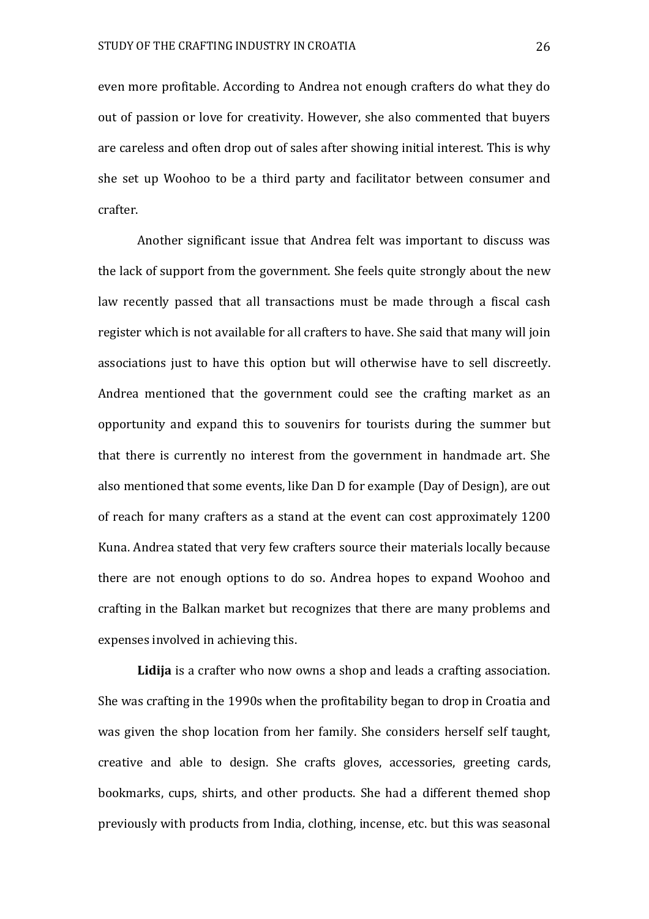even more profitable. According to Andrea not enough crafters do what they do out of passion or love for creativity. However, she also commented that buyers are careless and often drop out of sales after showing initial interest. This is why she set up Woohoo to be a third party and facilitator between consumer and crafter.

Another significant issue that Andrea felt was important to discuss was the lack of support from the government. She feels quite strongly about the new law recently passed that all transactions must be made through a fiscal cash register which is not available for all crafters to have. She said that many will join associations just to have this option but will otherwise have to sell discreetly. Andrea mentioned that the government could see the crafting market as an opportunity and expand this to souvenirs for tourists during the summer but that there is currently no interest from the government in handmade art. She also mentioned that some events, like Dan D for example (Day of Design), are out of reach for many crafters as a stand at the event can cost approximately 1200 Kuna. Andrea stated that very few crafters source their materials locally because there are not enough options to do so. Andrea hopes to expand Woohoo and crafting in the Balkan market but recognizes that there are many problems and expenses involved in achieving this.

**Lidija** is a crafter who now owns a shop and leads a crafting association. She was crafting in the 1990s when the profitability began to drop in Croatia and was given the shop location from her family. She considers herself self taught, creative and able to design. She crafts gloves, accessories, greeting cards, bookmarks, cups, shirts, and other products. She had a different themed shop previously with products from India, clothing, incense, etc. but this was seasonal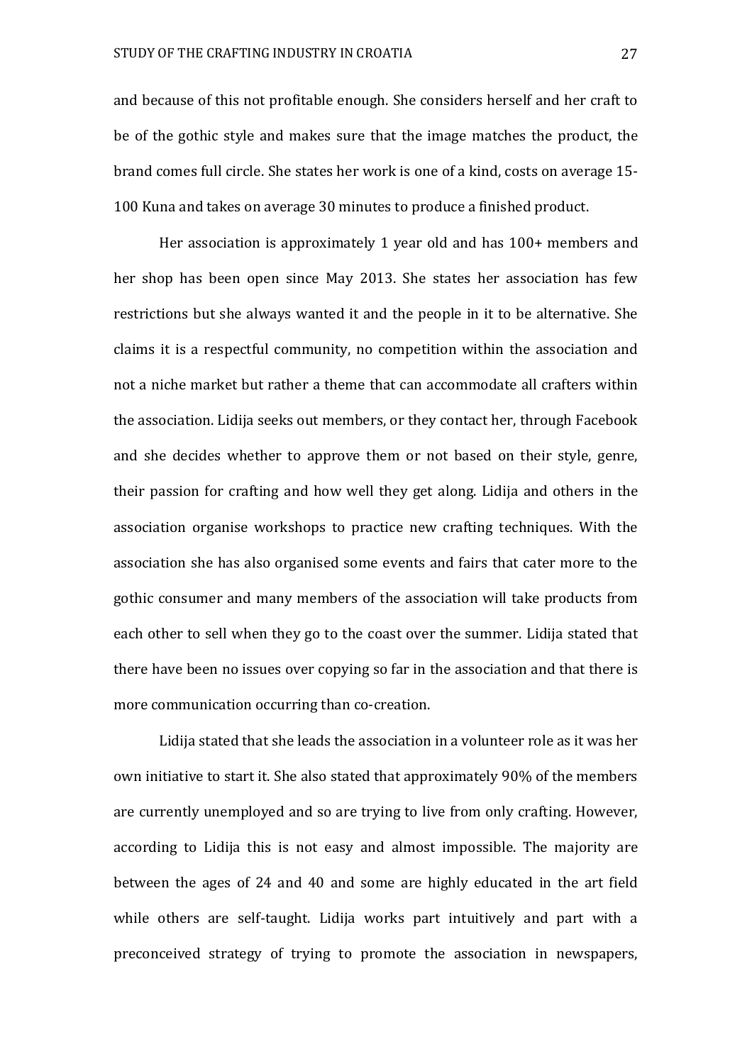and because of this not profitable enough. She considers herself and her craft to be of the gothic style and makes sure that the image matches the product, the brand comes full circle. She states her work is one of a kind, costs on average 15-100 Kuna and takes on average 30 minutes to produce a finished product.

Her association is approximately 1 year old and has 100+ members and her shop has been open since May 2013. She states her association has few restrictions but she always wanted it and the people in it to be alternative. She claims it is a respectful community, no competition within the association and not a niche market but rather a theme that can accommodate all crafters within the association. Lidija seeks out members, or they contact her, through Facebook and she decides whether to approve them or not based on their style, genre, their passion for crafting and how well they get along. Lidija and others in the association organise workshops to practice new crafting techniques. With the association she has also organised some events and fairs that cater more to the gothic consumer and many members of the association will take products from each other to sell when they go to the coast over the summer. Lidija stated that there have been no issues over copying so far in the association and that there is more communication occurring than co-creation.

Lidija stated that she leads the association in a volunteer role as it was her own initiative to start it. She also stated that approximately 90% of the members are currently unemployed and so are trying to live from only crafting. However, according to Lidija this is not easy and almost impossible. The majority are between the ages of 24 and 40 and some are highly educated in the art field while others are self-taught. Lidija works part intuitively and part with a preconceived strategy of trying to promote the association in newspapers,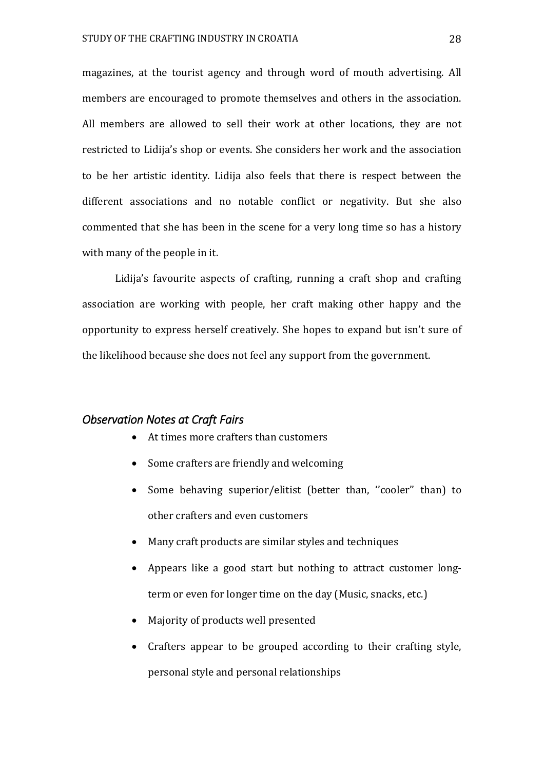magazines, at the tourist agency and through word of mouth advertising. All members are encouraged to promote themselves and others in the association. All members are allowed to sell their work at other locations, they are not restricted to Lidija's shop or events. She considers her work and the association to be her artistic identity. Lidija also feels that there is respect between the different associations and no notable conflict or negativity. But she also commented that she has been in the scene for a very long time so has a history with many of the people in it.

Lidija's favourite aspects of crafting, running a craft shop and crafting association are working with people, her craft making other happy and the opportunity to express herself creatively. She hopes to expand but isn't sure of the likelihood because she does not feel any support from the government.

### *Observation Notes at Craft Fairs*

- At times more crafters than customers
- Some crafters are friendly and welcoming
- Some behaving superior/elitist (better than, ''cooler" than) to other crafters and even customers
- Many craft products are similar styles and techniques
- Appears like a good start but nothing to attract customer long-term or even for longer time on the day (Music, snacks, etc.)
- Majority of products well presented
- Crafters appear to be grouped according to their crafting style, personal style and personal relationships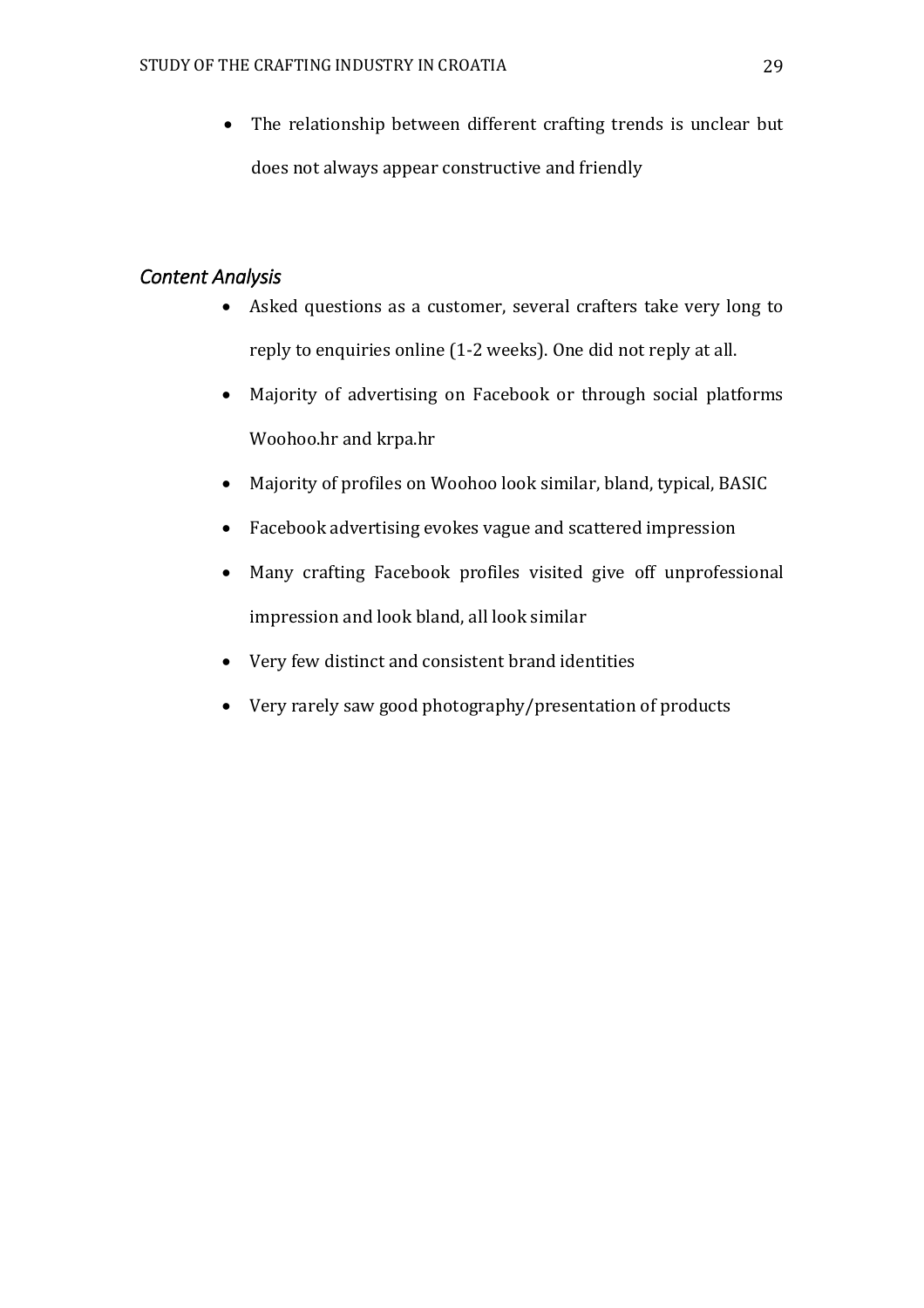- The relationship between different crafting trends is unclear but does not always appear constructive and friendly

### *Content Analysis*

- Asked questions as a customer, several crafters take very long to reply to enquiries online (1-2 weeks). One did not reply at all.
- Majority of advertising on Facebook or through social platforms Woohoo.hr and krpa.hr
- Majority of profiles on Woohoo look similar, bland, typical, BASIC
- Facebook advertising evokes vague and scattered impression
- Many crafting Facebook profiles visited give off unprofessional impression and look bland, all look similar
- Very few distinct and consistent brand identities
- Very rarely saw good photography/presentation of products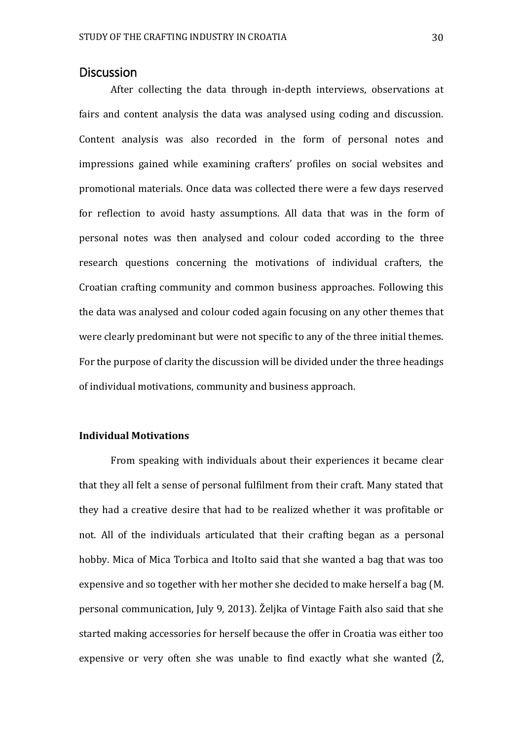## Discussion

After collecting the data through in-depth interviews, observations at fairs and content analysis the data was analysed using coding and discussion. Content analysis was also recorded in the form of personal notes and impressions gained while examining crafters' profiles on social websites and promotional materials. Once data was collected there were a few days reserved for reflection to avoid hasty assumptions. All data that was in the form of personal notes was then analysed and colour coded according to the three research questions concerning the motivations of individual crafters, the Croatian crafting community and common business approaches. Following this the data was analysed and colour coded again focusing on any other themes that were clearly predominant but were not specific to any of the three initial themes. For the purpose of clarity the discussion will be divided under the three headings of individual motivations, community and business approach.

### Individual Motivations

From speaking with individuals about their experiences it became clear that they all felt a sense of personal fulfilment from their craft. Many stated that they had a creative desire that had to be realized whether it was profitable or not. All of the individuals articulated that their crafting began as a personal hobby. Mica of Mica Torbica and ItoIto said that she wanted a bag that was too expensive and so together with her mother she decided to make herself a bag (M. personal communication, July 9, 2013). Željka of Vintage Faith also said that she started making accessories for herself because the offer in Croatia was either too expensive or very often she was unable to find exactly what she wanted (Ž,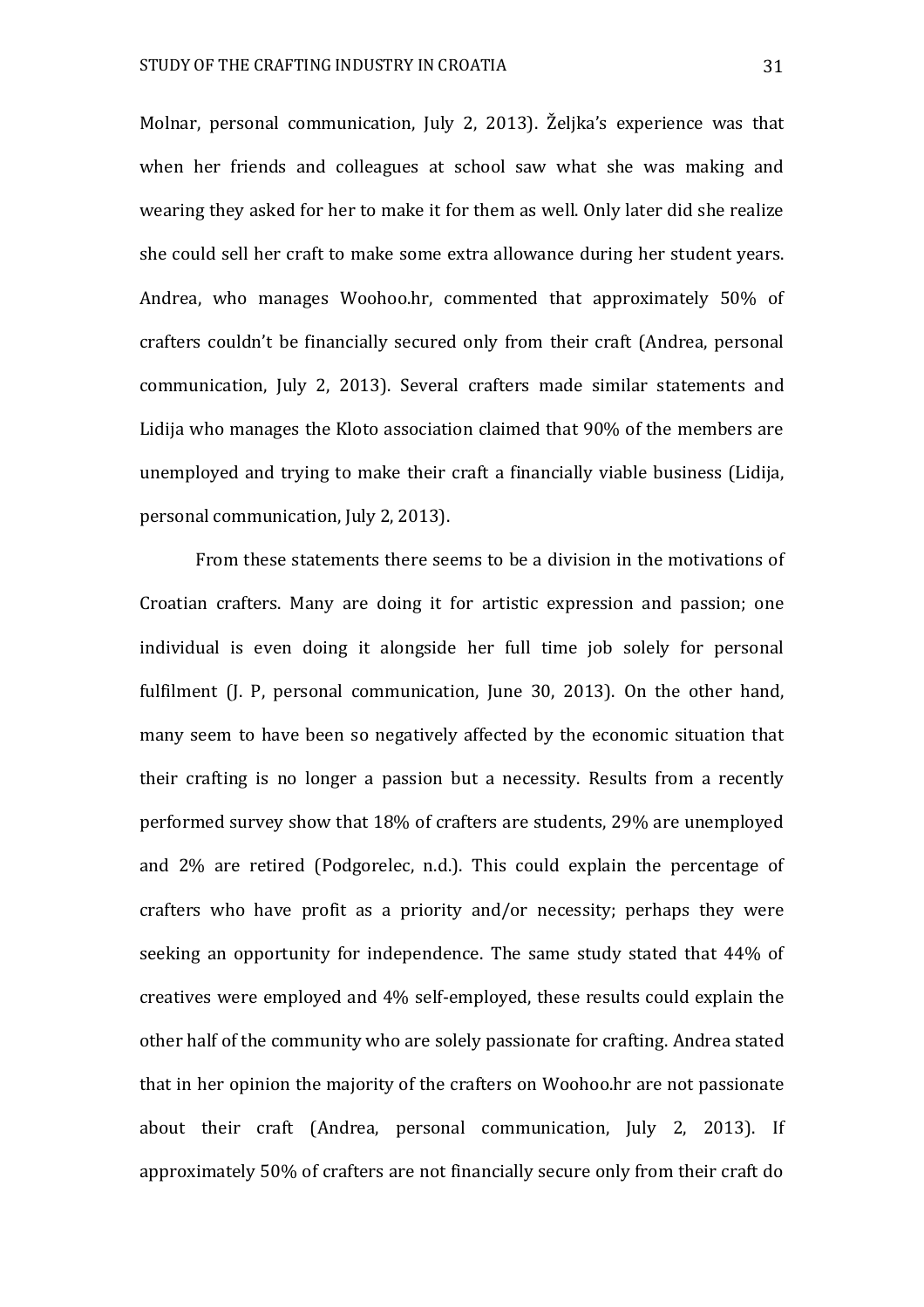Molnar, personal communication, July 2, 2013). Željka's experience was that when her friends and colleagues at school saw what she was making and wearing they asked for her to make it for them as well. Only later did she realize she could sell her craft to make some extra allowance during her student years. Andrea, who manages Woohoo.hr, commented that approximately 50% of crafters couldn't be financially secured only from their craft (Andrea, personal communication, July 2, 2013). Several crafters made similar statements and Lidija who manages the Kloto association claimed that 90% of the members are unemployed and trying to make their craft a financially viable business (Lidija, personal communication, July 2, 2013).

From these statements there seems to be a division in the motivations of Croatian crafters. Many are doing it for artistic expression and passion; one individual is even doing it alongside her full time job solely for personal fulfilment (J. P, personal communication, June 30, 2013). On the other hand, many seem to have been so negatively affected by the economic situation that their crafting is no longer a passion but a necessity. Results from a recently performed survey show that 18% of crafters are students, 29% are unemployed and 2% are retired (Podgorelec, n.d.). This could explain the percentage of crafters who have profit as a priority and/or necessity; perhaps they were seeking an opportunity for independence. The same study stated that 44% of creatives were employed and 4% self-employed, these results could explain the other half of the community who are solely passionate for crafting. Andrea stated that in her opinion the majority of the crafters on Woohoo.hr are not passionate about their craft (Andrea, personal communication, July 2, 2013). If approximately 50% of crafters are not financially secure only from their craft do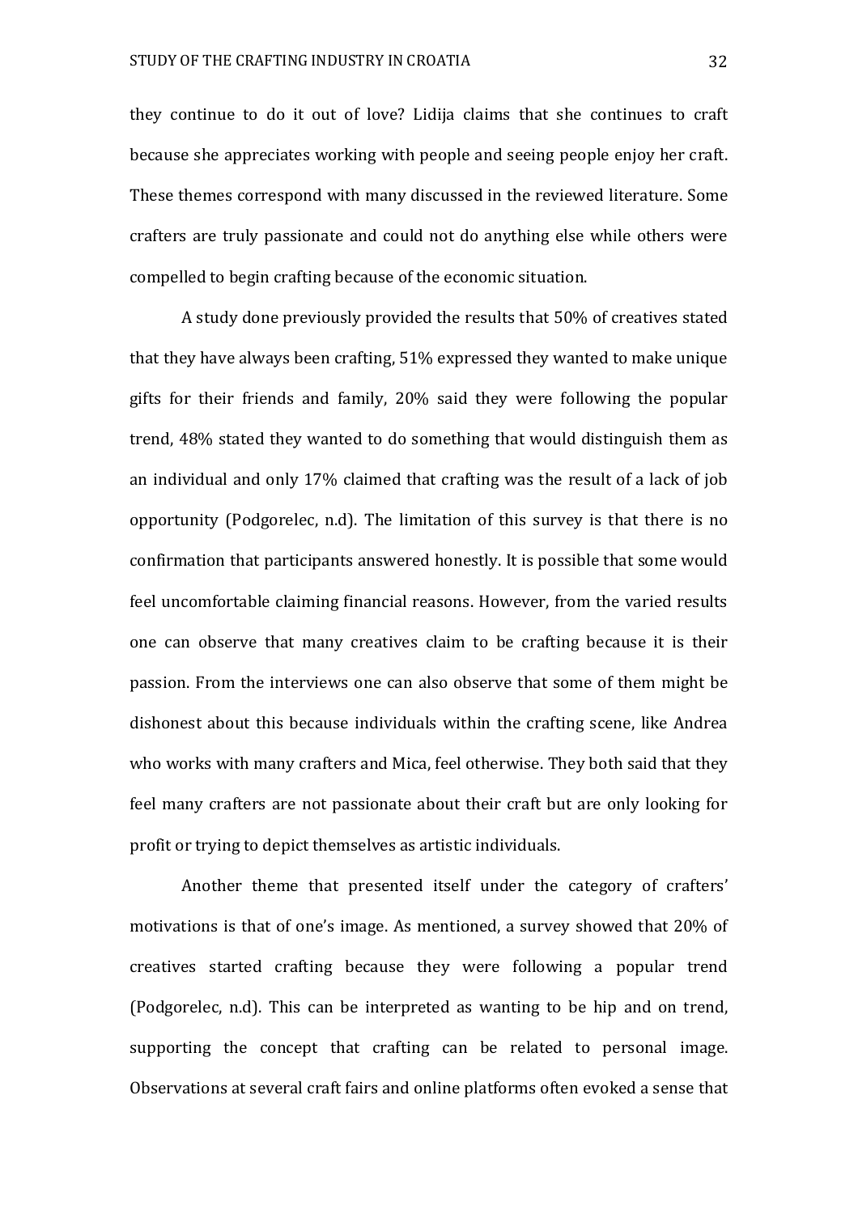they continue to do it out of love? Lidija claims that she continues to craft because she appreciates working with people and seeing people enjoy her craft. These themes correspond with many discussed in the reviewed literature. Some crafters are truly passionate and could not do anything else while others were compelled to begin crafting because of the economic situation.

A study done previously provided the results that 50% of creatives stated that they have always been crafting, 51% expressed they wanted to make unique gifts for their friends and family, 20% said they were following the popular trend, 48% stated they wanted to do something that would distinguish them as an individual and only 17% claimed that crafting was the result of a lack of job opportunity (Podgorelec, n.d). The limitation of this survey is that there is no confirmation that participants answered honestly. It is possible that some would feel uncomfortable claiming financial reasons. However, from the varied results one can observe that many creatives claim to be crafting because it is their passion. From the interviews one can also observe that some of them might be dishonest about this because individuals within the crafting scene, like Andrea who works with many crafters and Mica, feel otherwise. They both said that they feel many crafters are not passionate about their craft but are only looking for profit or trying to depict themselves as artistic individuals.

Another theme that presented itself under the category of crafters' motivations is that of one's image. As mentioned, a survey showed that 20% of creatives started crafting because they were following a popular trend (Podgorelec, n.d). This can be interpreted as wanting to be hip and on trend, supporting the concept that crafting can be related to personal image. Observations at several craft fairs and online platforms often evoked a sense that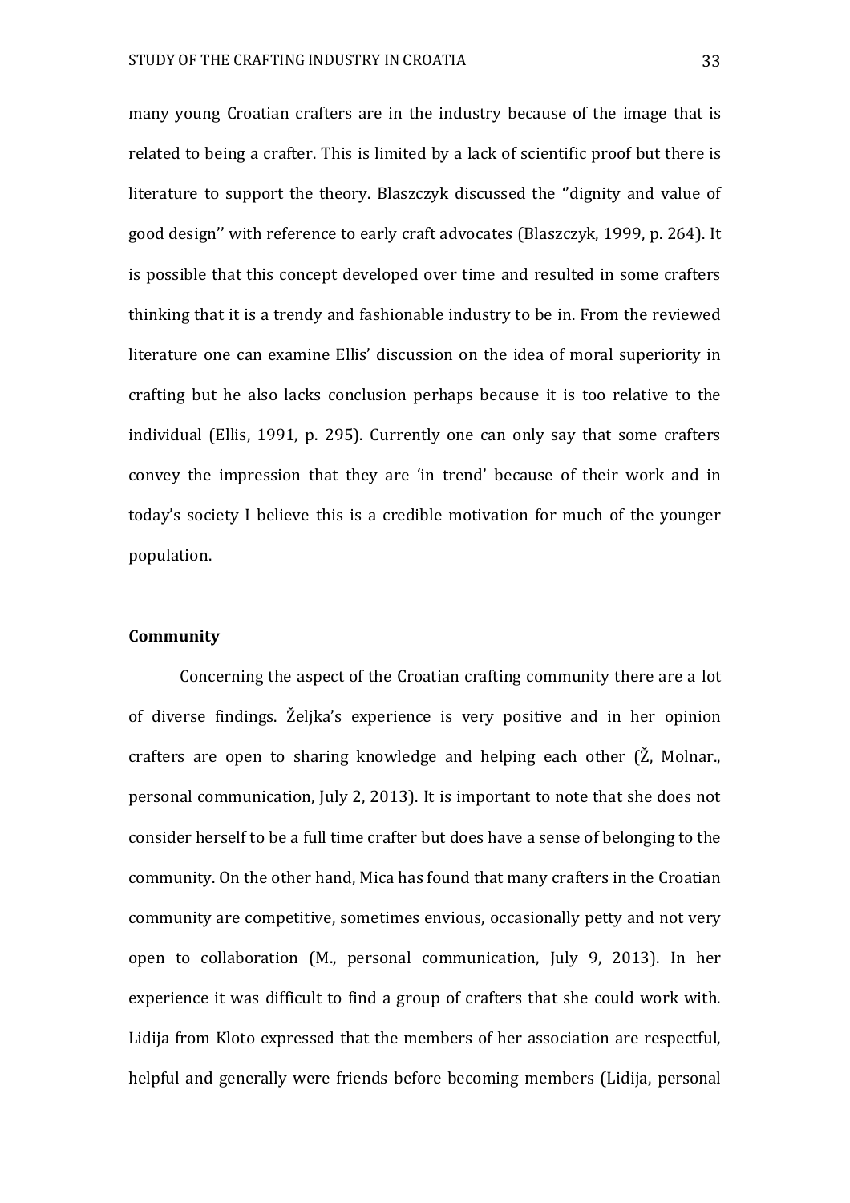many young Croatian crafters are in the industry because of the image that is related to being a crafter. This is limited by a lack of scientific proof but there is literature to support the theory. Blaszczyk discussed the ''dignity and value of good design'' with reference to early craft advocates (Blaszczyk, 1999, p. 264). It is possible that this concept developed over time and resulted in some crafters thinking that it is a trendy and fashionable industry to be in. From the reviewed literature one can examine Ellis' discussion on the idea of moral superiority in crafting but he also lacks conclusion perhaps because it is too relative to the individual (Ellis, 1991, p. 295). Currently one can only say that some crafters convey the impression that they are 'in trend' because of their work and in today's society I believe this is a credible motivation for much of the younger population.

**Community**

Concerning the aspect of the Croatian crafting community there are a lot of diverse findings. Željka's experience is very positive and in her opinion crafters are open to sharing knowledge and helping each other (Ž, Molnar., personal communication, July 2, 2013). It is important to note that she does not consider herself to be a full time crafter but does have a sense of belonging to the community. On the other hand, Mica has found that many crafters in the Croatian community are competitive, sometimes envious, occasionally petty and not very open to collaboration (M., personal communication, July 9, 2013). In her experience it was difficult to find a group of crafters that she could work with. Lidija from Kloto expressed that the members of her association are respectful, helpful and generally were friends before becoming members (Lidija, personal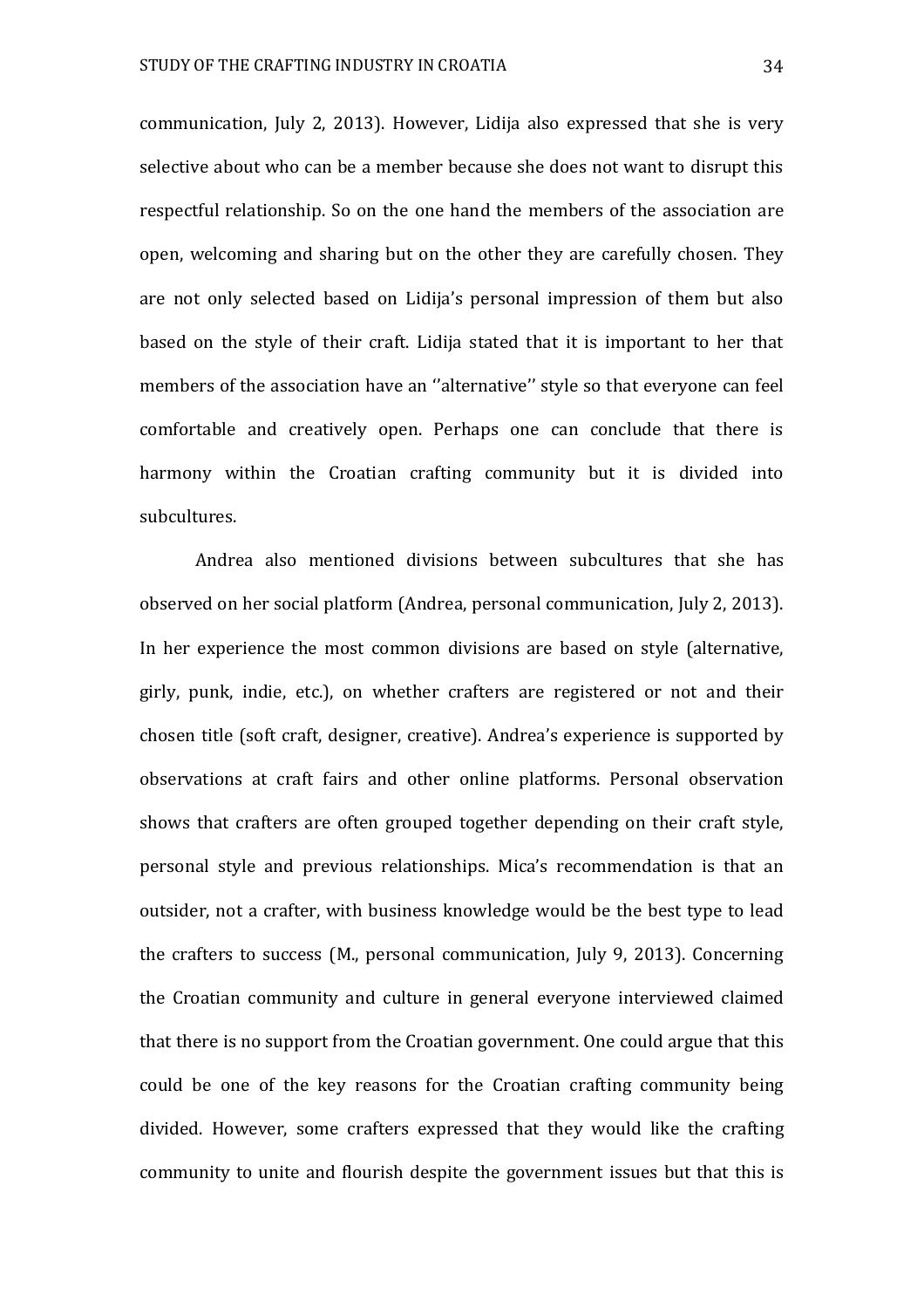communication, July 2, 2013). However, Lidija also expressed that she is very selective about who can be a member because she does not want to disrupt this respectful relationship. So on the one hand the members of the association are open, welcoming and sharing but on the other they are carefully chosen. They are not only selected based on Lidija's personal impression of them but also based on the style of their craft. Lidija stated that it is important to her that members of the association have an ''alternative'' style so that everyone can feel comfortable and creatively open. Perhaps one can conclude that there is harmony within the Croatian crafting community but it is divided into subcultures.

Andrea also mentioned divisions between subcultures that she has observed on her social platform (Andrea, personal communication, July 2, 2013). In her experience the most common divisions are based on style (alternative, girly, punk, indie, etc.), on whether crafters are registered or not and their chosen title (soft craft, designer, creative). Andrea's experience is supported by observations at craft fairs and other online platforms. Personal observation shows that crafters are often grouped together depending on their craft style, personal style and previous relationships. Mica's recommendation is that an outsider, not a crafter, with business knowledge would be the best type to lead the crafters to success (M., personal communication, July 9, 2013). Concerning the Croatian community and culture in general everyone interviewed claimed that there is no support from the Croatian government. One could argue that this could be one of the key reasons for the Croatian crafting community being divided. However, some crafters expressed that they would like the crafting community to unite and flourish despite the government issues but that this is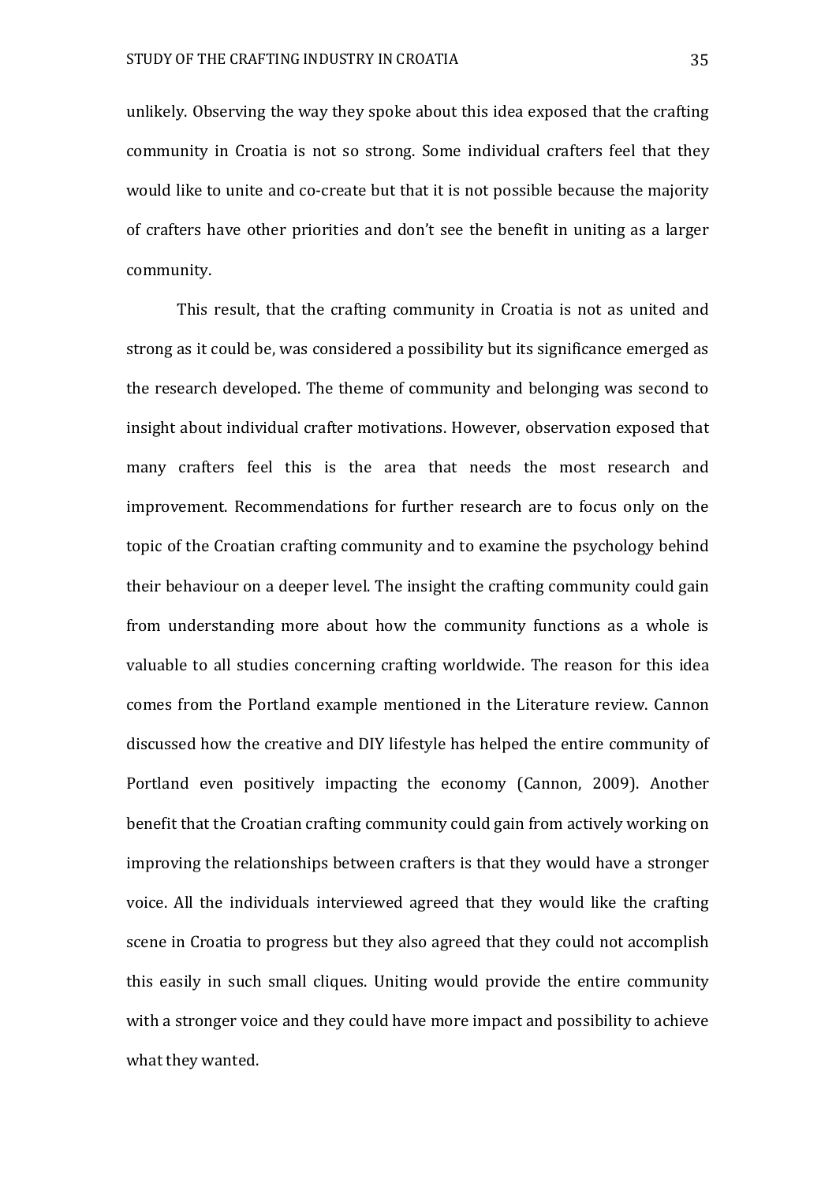unlikely. Observing the way they spoke about this idea exposed that the crafting community in Croatia is not so strong. Some individual crafters feel that they would like to unite and co-create but that it is not possible because the majority of crafters have other priorities and don't see the benefit in uniting as a larger community.

This result, that the crafting community in Croatia is not as united and strong as it could be, was considered a possibility but its significance emerged as the research developed. The theme of community and belonging was second to insight about individual crafter motivations. However, observation exposed that many crafters feel this is the area that needs the most research and improvement. Recommendations for further research are to focus only on the topic of the Croatian crafting community and to examine the psychology behind their behaviour on a deeper level. The insight the crafting community could gain from understanding more about how the community functions as a whole is valuable to all studies concerning crafting worldwide. The reason for this idea comes from the Portland example mentioned in the Literature review. Cannon discussed how the creative and DIY lifestyle has helped the entire community of Portland even positively impacting the economy (Cannon, 2009). Another benefit that the Croatian crafting community could gain from actively working on improving the relationships between crafters is that they would have a stronger voice. All the individuals interviewed agreed that they would like the crafting scene in Croatia to progress but they also agreed that they could not accomplish this easily in such small cliques. Uniting would provide the entire community with a stronger voice and they could have more impact and possibility to achieve what they wanted.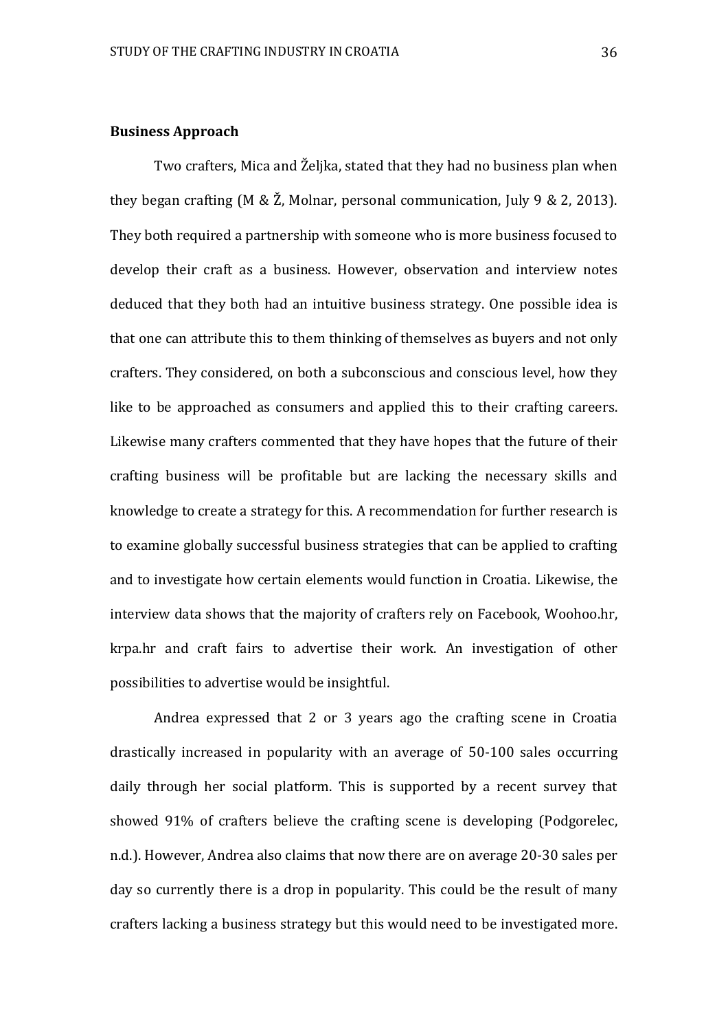**Business Approach**

Two crafters, Mica and Željka, stated that they had no business plan when they began crafting (M & Ž, Molnar, personal communication, July 9 & 2, 2013). They both required a partnership with someone who is more business focused to develop their craft as a business. However, observation and interview notes deduced that they both had an intuitive business strategy. One possible idea is that one can attribute this to them thinking of themselves as buyers and not only crafters. They considered, on both a subconscious and conscious level, how they like to be approached as consumers and applied this to their crafting careers. Likewise many crafters commented that they have hopes that the future of their crafting business will be profitable but are lacking the necessary skills and knowledge to create a strategy for this. A recommendation for further research is to examine globally successful business strategies that can be applied to crafting and to investigate how certain elements would function in Croatia. Likewise, the interview data shows that the majority of crafters rely on Facebook, Woohoo.hr, krpa.hr and craft fairs to advertise their work. An investigation of other possibilities to advertise would be insightful.

Andrea expressed that 2 or 3 years ago the crafting scene in Croatia drastically increased in popularity with an average of 50-100 sales occurring daily through her social platform. This is supported by a recent survey that showed 91% of crafters believe the crafting scene is developing (Podgorelec, n.d.). However, Andrea also claims that now there are on average 20-30 sales per day so currently there is a drop in popularity. This could be the result of many crafters lacking a business strategy but this would need to be investigated more.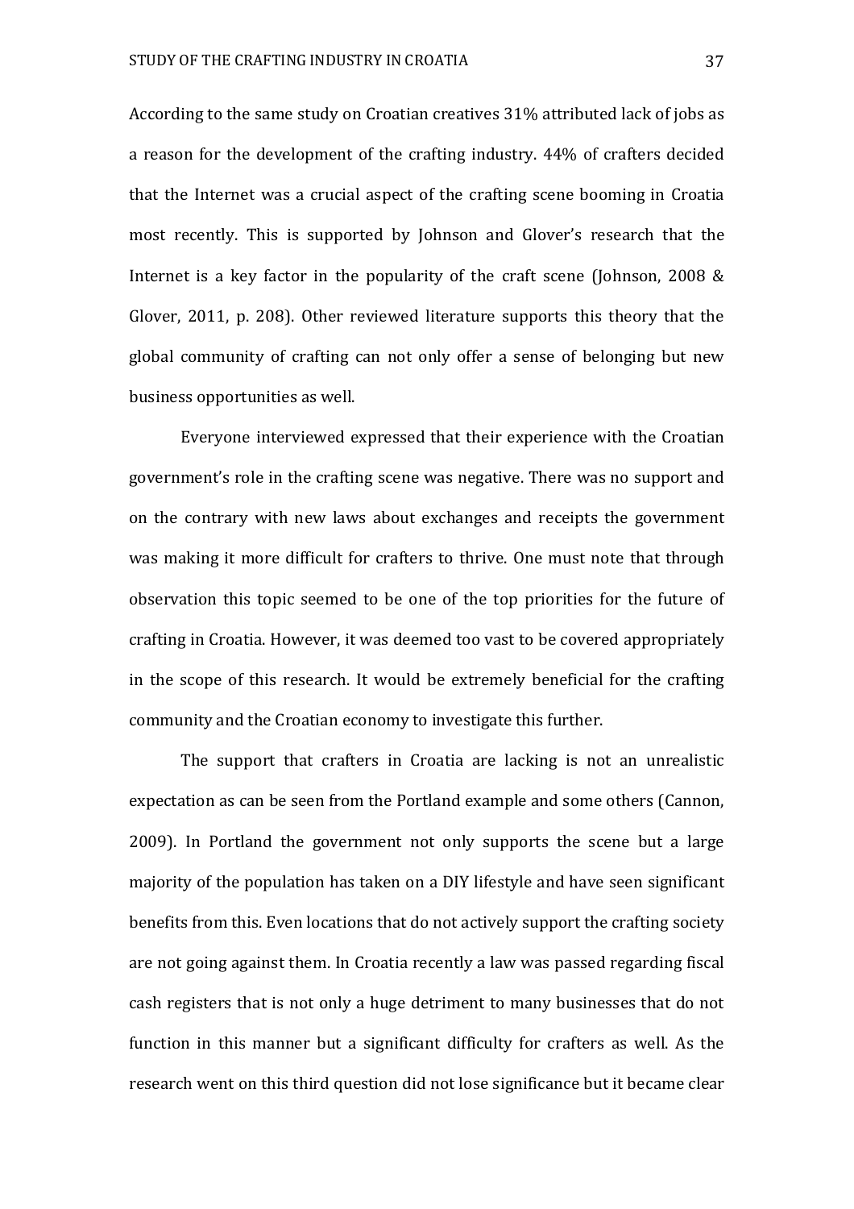According to the same study on Croatian creatives 31% attributed lack of jobs as a reason for the development of the crafting industry. 44% of crafters decided that the Internet was a crucial aspect of the crafting scene booming in Croatia most recently. This is supported by Johnson and Glover's research that the Internet is a key factor in the popularity of the craft scene (Johnson, 2008 & Glover, 2011, p. 208). Other reviewed literature supports this theory that the global community of crafting can not only offer a sense of belonging but new business opportunities as well.

Everyone interviewed expressed that their experience with the Croatian government's role in the crafting scene was negative. There was no support and on the contrary with new laws about exchanges and receipts the government was making it more difficult for crafters to thrive. One must note that through observation this topic seemed to be one of the top priorities for the future of crafting in Croatia. However, it was deemed too vast to be covered appropriately in the scope of this research. It would be extremely beneficial for the crafting community and the Croatian economy to investigate this further.

The support that crafters in Croatia are lacking is not an unrealistic expectation as can be seen from the Portland example and some others (Cannon, 2009). In Portland the government not only supports the scene but a large majority of the population has taken on a DIY lifestyle and have seen significant benefits from this. Even locations that do not actively support the crafting society are not going against them. In Croatia recently a law was passed regarding fiscal cash registers that is not only a huge detriment to many businesses that do not function in this manner but a significant difficulty for crafters as well. As the research went on this third question did not lose significance but it became clear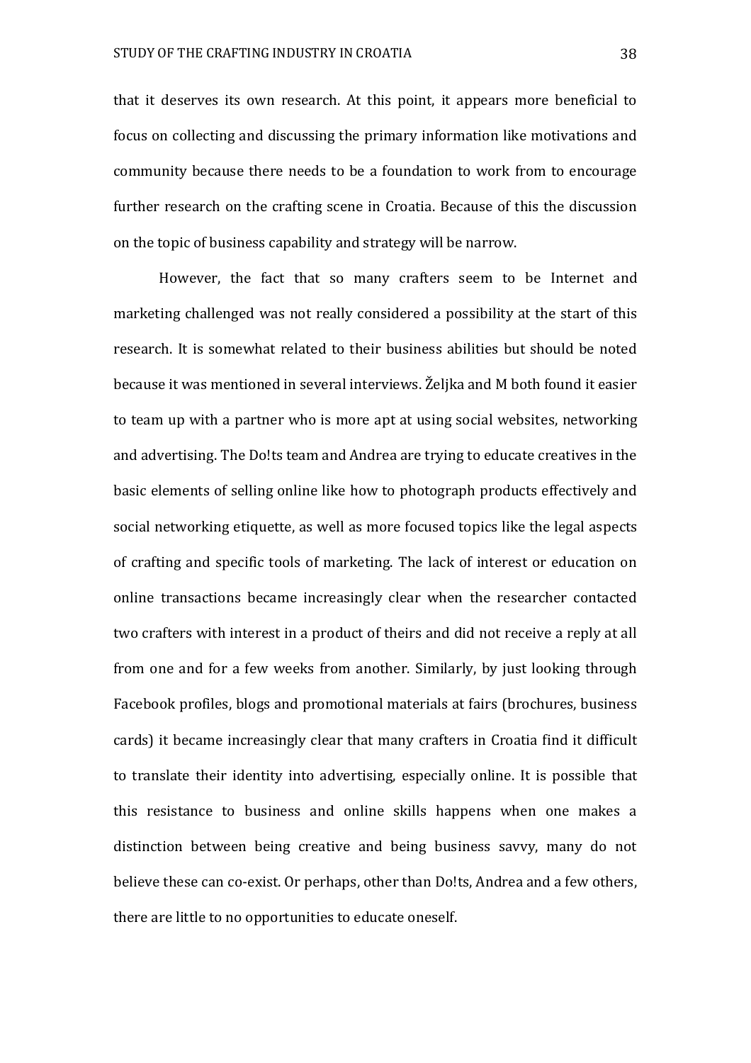that it deserves its own research. At this point, it appears more beneficial to focus on collecting and discussing the primary information like motivations and community because there needs to be a foundation to work from to encourage further research on the crafting scene in Croatia. Because of this the discussion on the topic of business capability and strategy will be narrow.

However, the fact that so many crafters seem to be Internet and marketing challenged was not really considered a possibility at the start of this research. It is somewhat related to their business abilities but should be noted because it was mentioned in several interviews. Željka and M both found it easier to team up with a partner who is more apt at using social websites, networking and advertising. The Do!ts team and Andrea are trying to educate creatives in the basic elements of selling online like how to photograph products effectively and social networking etiquette, as well as more focused topics like the legal aspects of crafting and specific tools of marketing. The lack of interest or education on online transactions became increasingly clear when the researcher contacted two crafters with interest in a product of theirs and did not receive a reply at all from one and for a few weeks from another. Similarly, by just looking through Facebook profiles, blogs and promotional materials at fairs (brochures, business cards) it became increasingly clear that many crafters in Croatia find it difficult to translate their identity into advertising, especially online. It is possible that this resistance to business and online skills happens when one makes a distinction between being creative and being business savvy, many do not believe these can co-exist. Or perhaps, other than Do!ts, Andrea and a few others, there are little to no opportunities to educate oneself.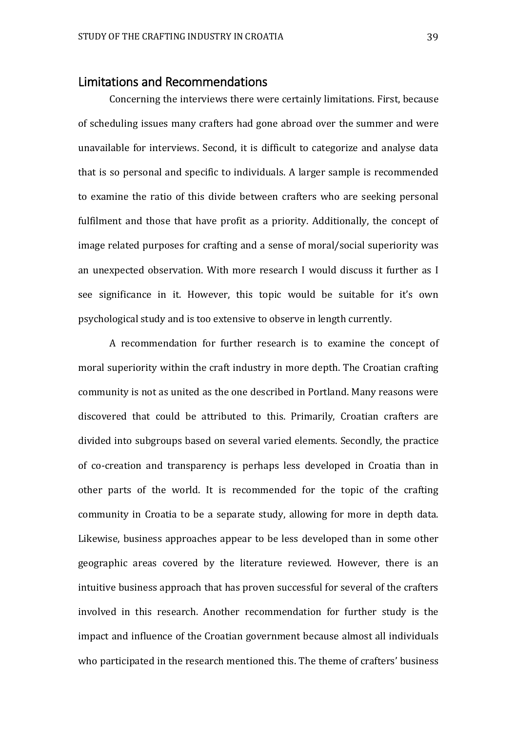## Limitations and Recommendations

Concerning the interviews there were certainly limitations. First, because of scheduling issues many crafters had gone abroad over the summer and were unavailable for interviews. Second, it is difficult to categorize and analyse data that is so personal and specific to individuals. A larger sample is recommended to examine the ratio of this divide between crafters who are seeking personal fulfilment and those that have profit as a priority. Additionally, the concept of image related purposes for crafting and a sense of moral/social superiority was an unexpected observation. With more research I would discuss it further as I see significance in it. However, this topic would be suitable for it's own psychological study and is too extensive to observe in length currently.

A recommendation for further research is to examine the concept of moral superiority within the craft industry in more depth. The Croatian crafting community is not as united as the one described in Portland. Many reasons were discovered that could be attributed to this. Primarily, Croatian crafters are divided into subgroups based on several varied elements. Secondly, the practice of co-creation and transparency is perhaps less developed in Croatia than in other parts of the world. It is recommended for the topic of the crafting community in Croatia to be a separate study, allowing for more in depth data. Likewise, business approaches appear to be less developed than in some other geographic areas covered by the literature reviewed. However, there is an intuitive business approach that has proven successful for several of the crafters involved in this research. Another recommendation for further study is the impact and influence of the Croatian government because almost all individuals who participated in the research mentioned this. The theme of crafters' business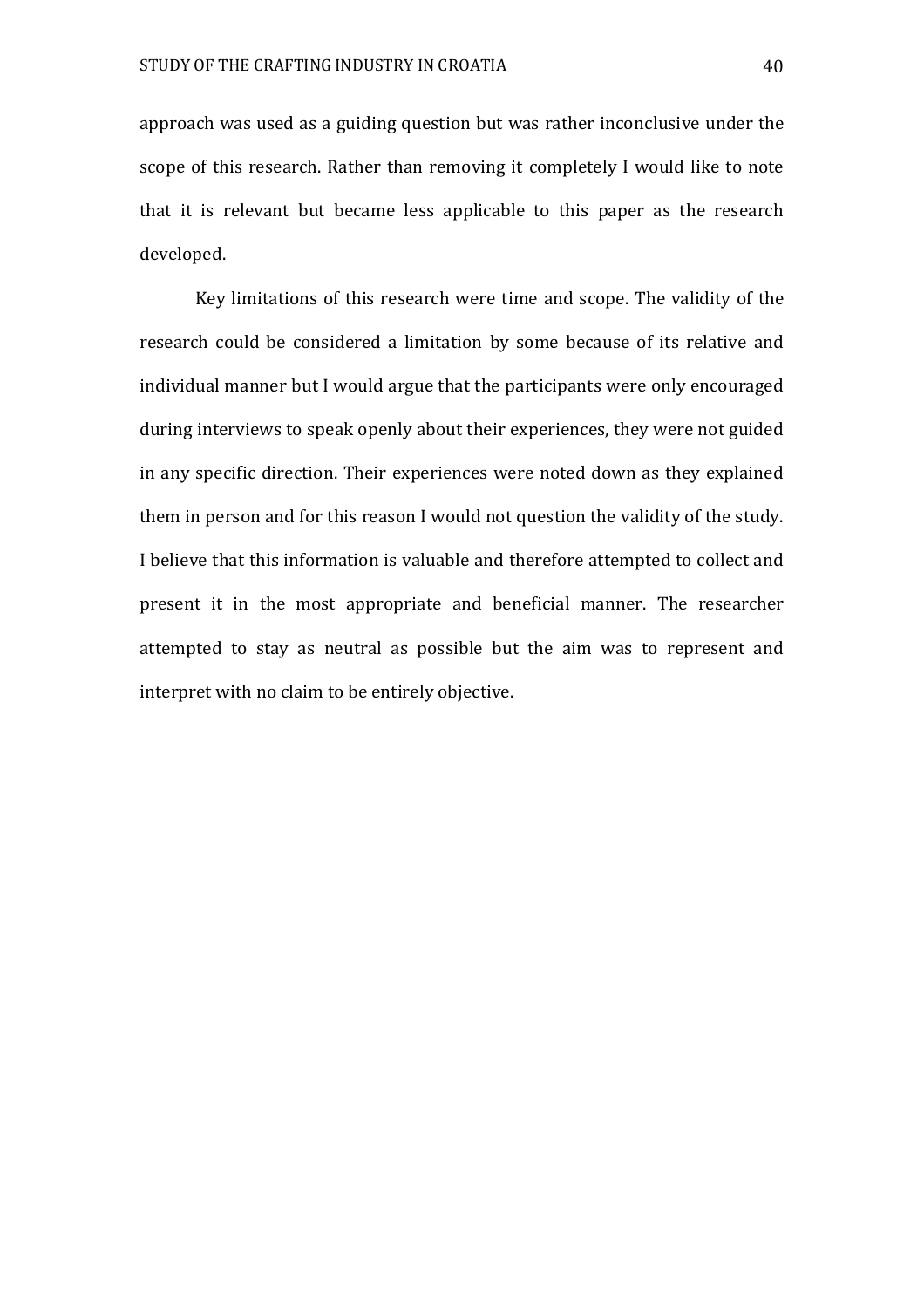approach was used as a guiding question but was rather inconclusive under the scope of this research. Rather than removing it completely I would like to note that it is relevant but became less applicable to this paper as the research developed.

Key limitations of this research were time and scope. The validity of the research could be considered a limitation by some because of its relative and individual manner but I would argue that the participants were only encouraged during interviews to speak openly about their experiences, they were not guided in any specific direction. Their experiences were noted down as they explained them in person and for this reason I would not question the validity of the study. I believe that this information is valuable and therefore attempted to collect and present it in the most appropriate and beneficial manner. The researcher attempted to stay as neutral as possible but the aim was to represent and interpret with no claim to be entirely objective.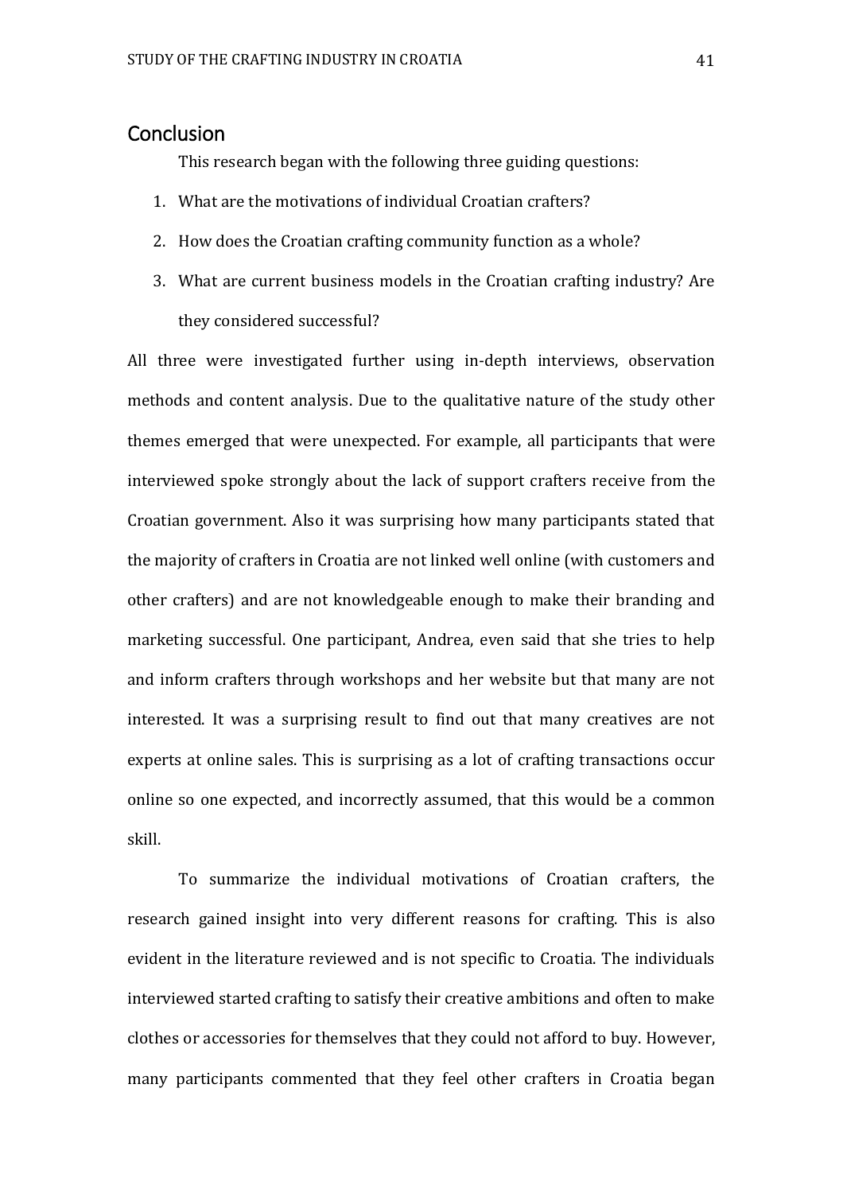## Conclusion

This research began with the following three guiding questions:

1. What are the motivations of individual Croatian crafters?
2. How does the Croatian crafting community function as a whole?
3. What are current business models in the Croatian crafting industry? Are they considered successful?

All three were investigated further using in-depth interviews, observation methods and content analysis. Due to the qualitative nature of the study other themes emerged that were unexpected. For example, all participants that were interviewed spoke strongly about the lack of support crafters receive from the Croatian government. Also it was surprising how many participants stated that the majority of crafters in Croatia are not linked well online (with customers and other crafters) and are not knowledgeable enough to make their branding and marketing successful. One participant, Andrea, even said that she tries to help and inform crafters through workshops and her website but that many are not interested. It was a surprising result to find out that many creatives are not experts at online sales. This is surprising as a lot of crafting transactions occur online so one expected, and incorrectly assumed, that this would be a common skill.

To summarize the individual motivations of Croatian crafters, the research gained insight into very different reasons for crafting. This is also evident in the literature reviewed and is not specific to Croatia. The individuals interviewed started crafting to satisfy their creative ambitions and often to make clothes or accessories for themselves that they could not afford to buy. However, many participants commented that they feel other crafters in Croatia began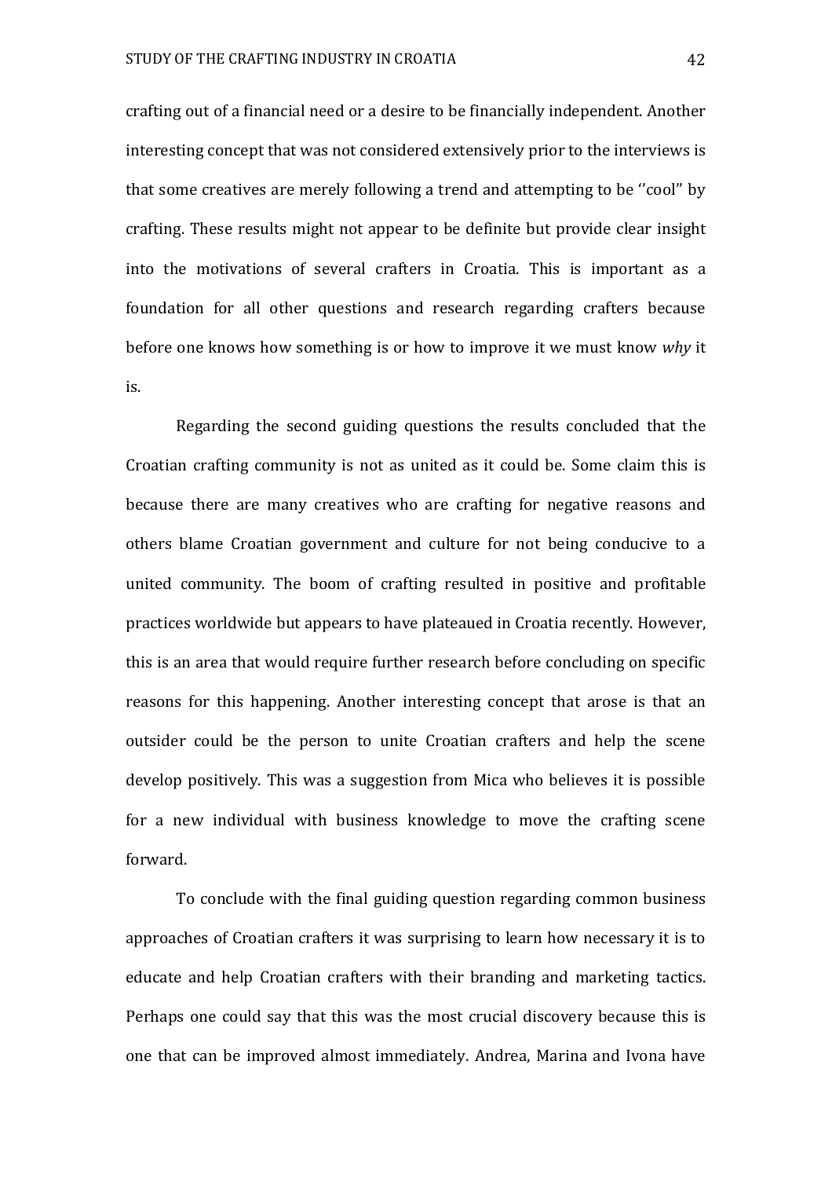crafting out of a financial need or a desire to be financially independent. Another interesting concept that was not considered extensively prior to the interviews is that some creatives are merely following a trend and attempting to be ‘'cool” by crafting. These results might not appear to be definite but provide clear insight into the motivations of several crafters in Croatia. This is important as a foundation for all other questions and research regarding crafters because before one knows how something is or how to improve it we must know *why* it is.

Regarding the second guiding questions the results concluded that the Croatian crafting community is not as united as it could be. Some claim this is because there are many creatives who are crafting for negative reasons and others blame Croatian government and culture for not being conducive to a united community. The boom of crafting resulted in positive and profitable practices worldwide but appears to have plateaued in Croatia recently. However, this is an area that would require further research before concluding on specific reasons for this happening. Another interesting concept that arose is that an outsider could be the person to unite Croatian crafters and help the scene develop positively. This was a suggestion from Mica who believes it is possible for a new individual with business knowledge to move the crafting scene forward.

To conclude with the final guiding question regarding common business approaches of Croatian crafters it was surprising to learn how necessary it is to educate and help Croatian crafters with their branding and marketing tactics. Perhaps one could say that this was the most crucial discovery because this is one that can be improved almost immediately. Andrea, Marina and Ivona have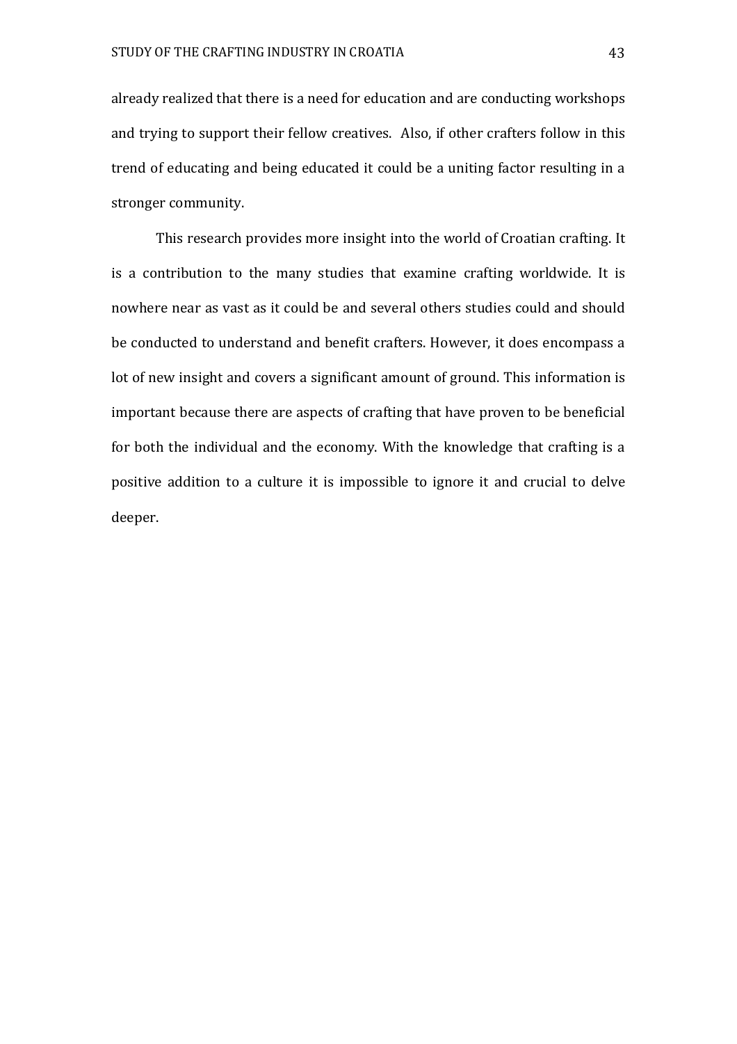already realized that there is a need for education and are conducting workshops and trying to support their fellow creatives. Also, if other crafters follow in this trend of educating and being educated it could be a uniting factor resulting in a stronger community.

This research provides more insight into the world of Croatian crafting. It is a contribution to the many studies that examine crafting worldwide. It is nowhere near as vast as it could be and several others studies could and should be conducted to understand and benefit crafters. However, it does encompass a lot of new insight and covers a significant amount of ground. This information is important because there are aspects of crafting that have proven to be beneficial for both the individual and the economy. With the knowledge that crafting is a positive addition to a culture it is impossible to ignore it and crucial to delve deeper.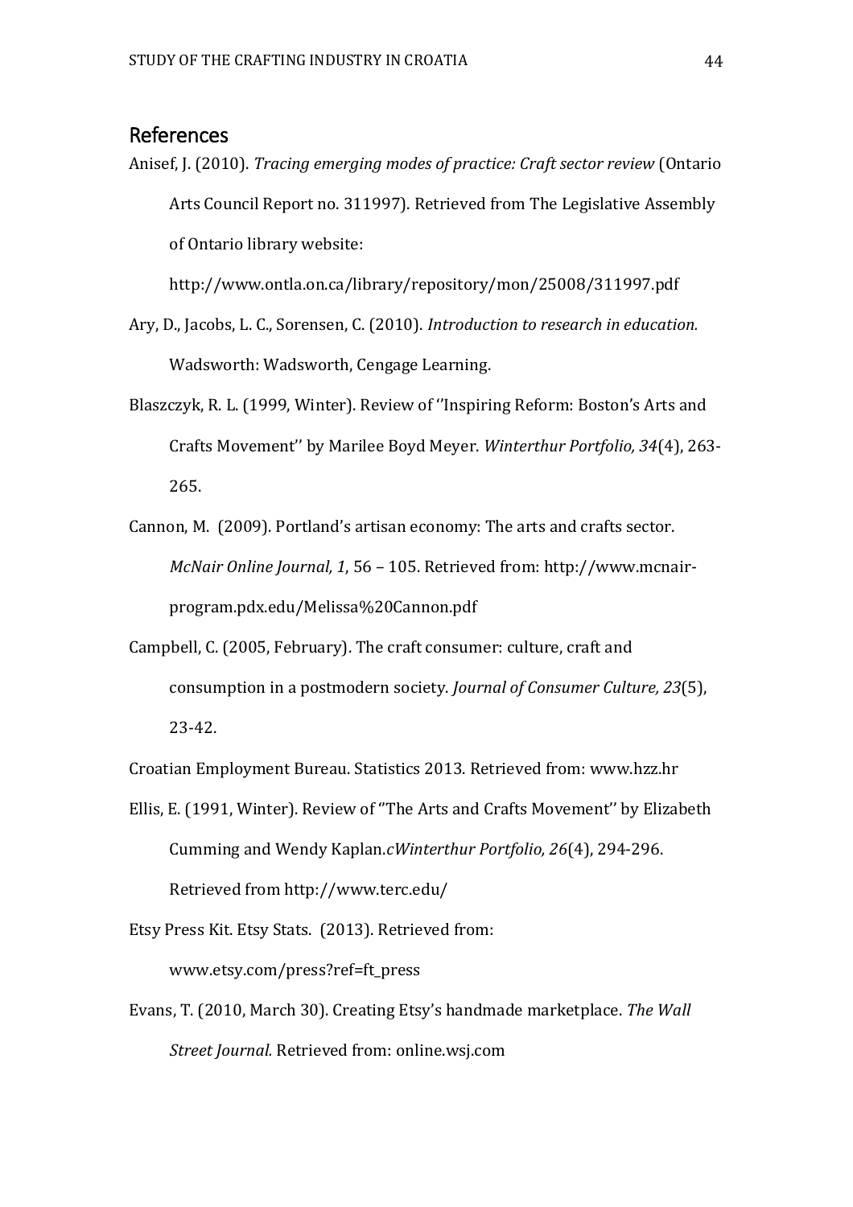## References

Anisef, J. (2010). *Tracing emerging modes of practice: Craft sector review* (Ontario Arts Council Report no. 311997). Retrieved from The Legislative Assembly of Ontario library website: http://www.ontla.on.ca/library/repository/mon/25008/311997.pdf

Ary, D., Jacobs, L. C., Sorensen, C. (2010). *Introduction to research in education.* Wadsworth: Wadsworth, Cengage Learning.

Blaszczyk, R. L. (1999, Winter). Review of ''Inspiring Reform: Boston's Arts and Crafts Movement'' by Marilee Boyd Meyer. *Winterthur Portfolio, 34*(4), 263-265.

Cannon, M. (2009). Portland's artisan economy: The arts and crafts sector. *McNair Online Journal, 1*, 56 – 105. Retrieved from: http://www.mcnair-program.pdx.edu/Melissa%20Cannon.pdf

Campbell, C. (2005, February). The craft consumer: culture, craft and consumption in a postmodern society. *Journal of Consumer Culture, 23*(5), 23-42.

Croatian Employment Bureau. Statistics 2013. Retrieved from: www.hzz.hr

Ellis, E. (1991, Winter). Review of ''The Arts and Crafts Movement'' by Elizabeth Cumming and Wendy Kaplan.*cWinterthur Portfolio, 26*(4), 294-296. Retrieved from http://www.terc.edu/

Etsy Press Kit. Etsy Stats. (2013). Retrieved from: www.etsy.com/press?ref=ft_press

Evans, T. (2010, March 30). Creating Etsy's handmade marketplace. *The Wall Street Journal.* Retrieved from: online.wsj.com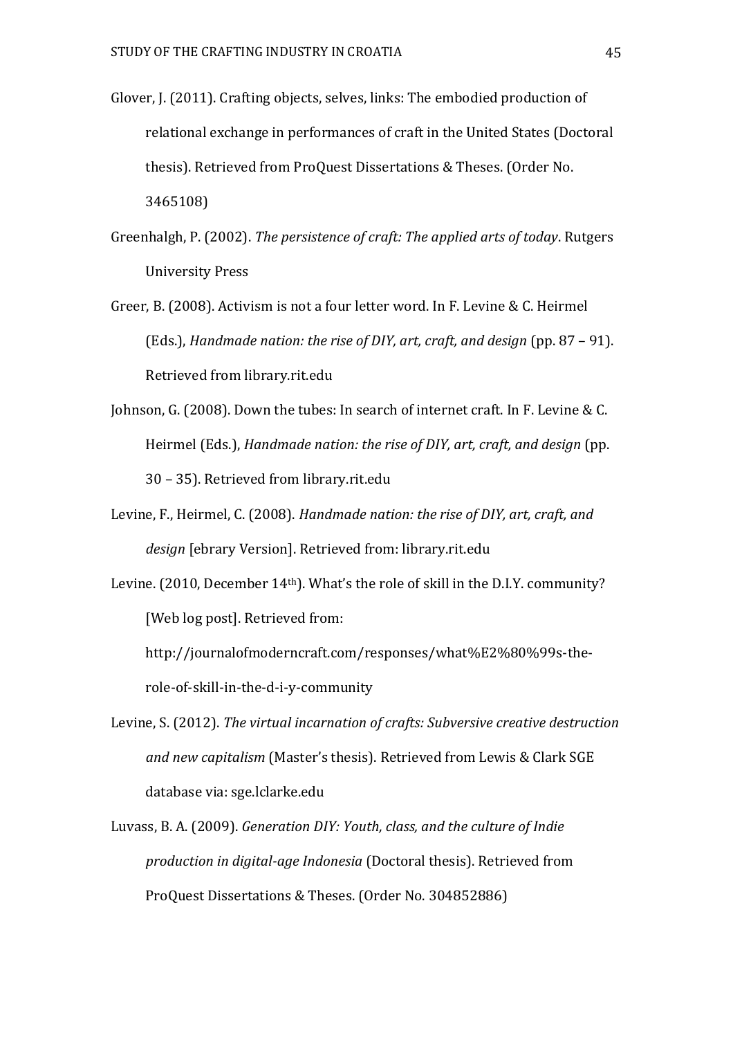Glover, J. (2011). Crafting objects, selves, links: The embodied production of relational exchange in performances of craft in the United States (Doctoral thesis). Retrieved from ProQuest Dissertations & Theses. (Order No. 3465108)

Greenhalgh, P. (2002). *The persistence of craft: The applied arts of today*. Rutgers University Press

Greer, B. (2008). Activism is not a four letter word. In F. Levine & C. Heirmel (Eds.), *Handmade nation: the rise of DIY, art, craft, and design* (pp. 87 – 91). Retrieved from library.rit.edu

Johnson, G. (2008). Down the tubes: In search of internet craft. In F. Levine & C. Heirmel (Eds.), *Handmade nation: the rise of DIY, art, craft, and design* (pp. 30 – 35). Retrieved from library.rit.edu

Levine, F., Heirmel, C. (2008). *Handmade nation: the rise of DIY, art, craft, and design* [ebrary Version]. Retrieved from: library.rit.edu

Levine. (2010, December 14th). What's the role of skill in the D.I.Y. community? [Web log post]. Retrieved from: http://journalofmoderncraft.com/responses/what%E2%80%99s-the-role-of-skill-in-the-d-i-y-community

Levine, S. (2012). *The virtual incarnation of crafts: Subversive creative destruction and new capitalism* (Master's thesis). Retrieved from Lewis & Clark SGE database via: sge.lclarke.edu

Luvass, B. A. (2009). *Generation DIY: Youth, class, and the culture of Indie production in digital-age Indonesia* (Doctoral thesis). Retrieved from ProQuest Dissertations & Theses. (Order No. 304852886)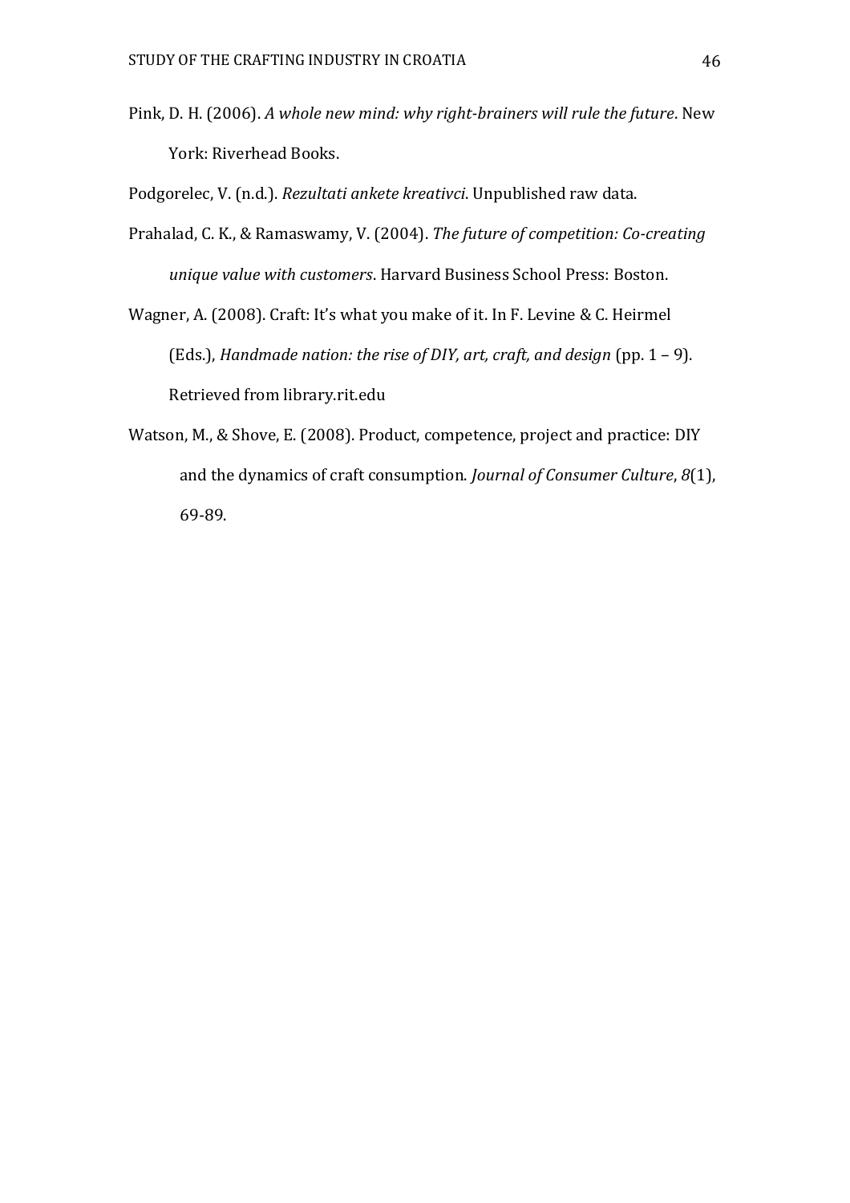Pink, D. H. (2006). *A whole new mind: why right-brainers will rule the future*. New York: Riverhead Books.

Podgorelec, V. (n.d.). *Rezultati ankete kreativci*. Unpublished raw data.

Prahalad, C. K., & Ramaswamy, V. (2004). *The future of competition: Co-creating unique value with customers*. Harvard Business School Press: Boston.

Wagner, A. (2008). Craft: It's what you make of it. In F. Levine & C. Heirmel (Eds.), *Handmade nation: the rise of DIY, art, craft, and design* (pp. 1 – 9). Retrieved from library.rit.edu

Watson, M., & Shove, E. (2008). Product, competence, project and practice: DIY and the dynamics of craft consumption. *Journal of Consumer Culture*, *8*(1), 69-89.